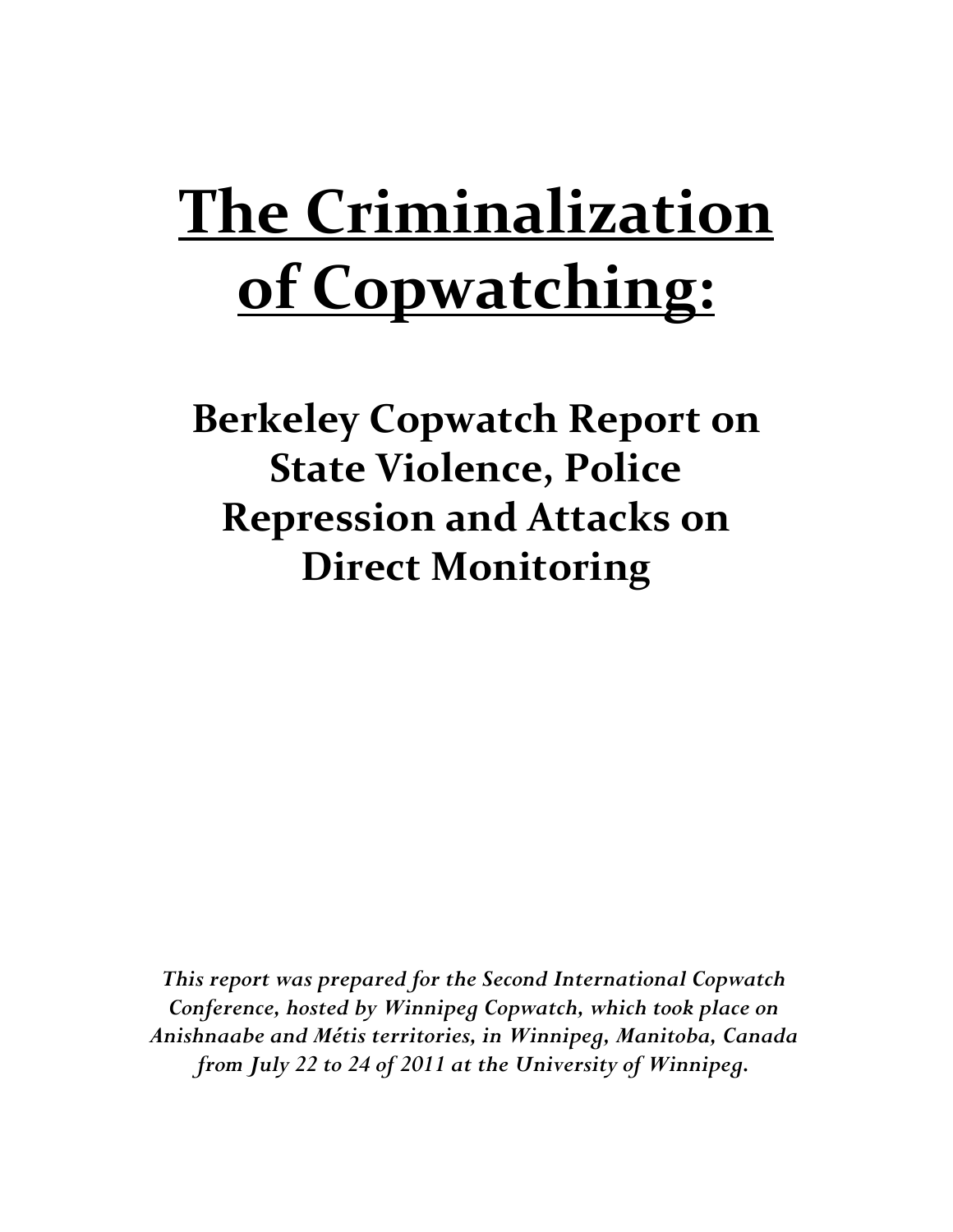# The Criminalization of Copwatching:

## Berkeley Copwatch Report on State Violence, Police Repression and Attacks on Direct Monitoring

*This report was prepared for the Second International Copwatch Conference, hosted by Winnipeg Copwatch, which took place on Anishnaabe and Métis territories, in Winnipeg, Manitoba, Canada from July 22 to 24 of 2011 at the University of Winnipeg.*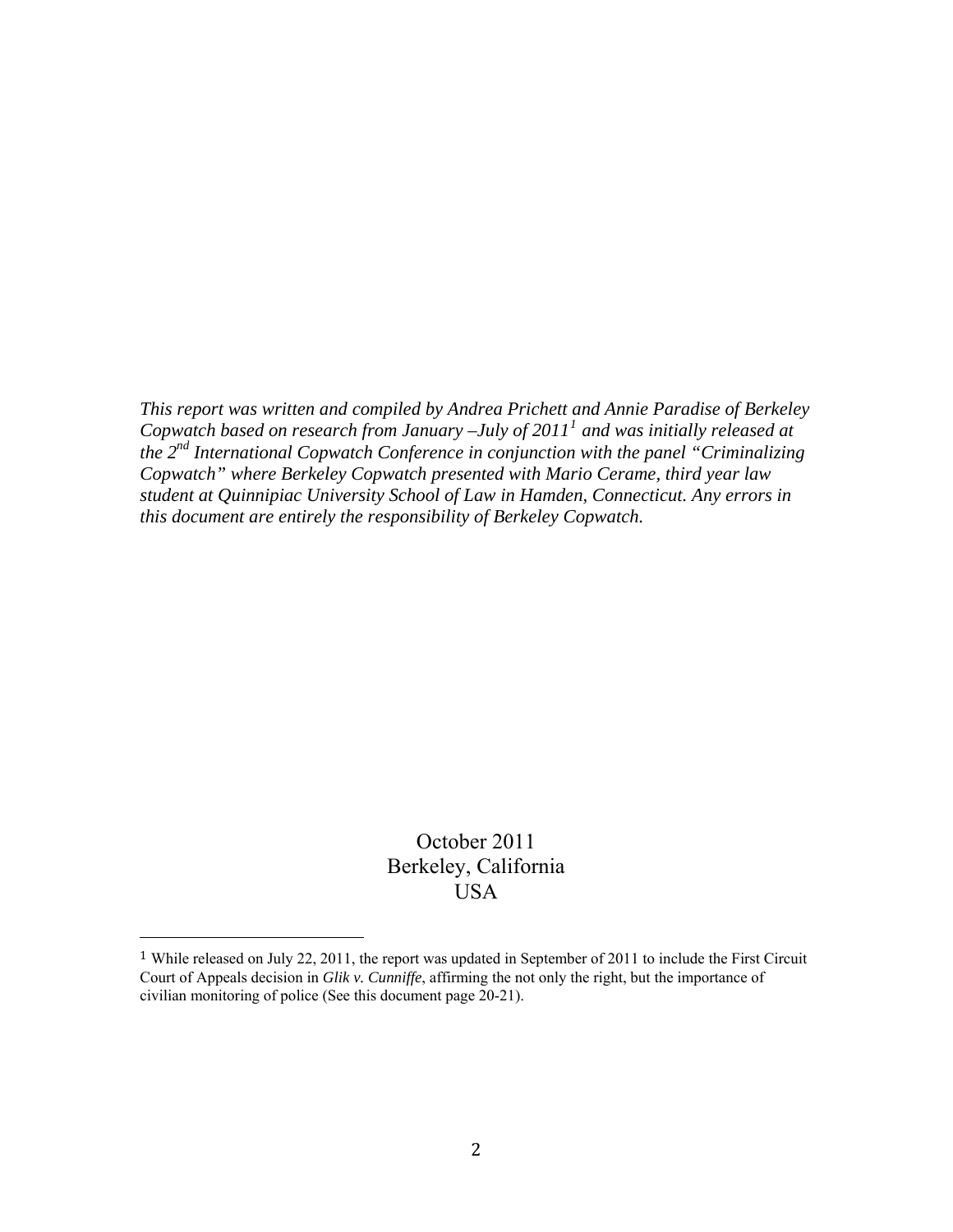*This report was written and compiled by Andrea Prichett and Annie Paradise of Berkeley Copwatch based on research from January –July of 2011[1] and was initially released at the 2nd International Copwatch Conference in conjunction with the panel "Criminalizing Copwatch" where Berkeley Copwatch presented with Mario Cerame, third year law student at Quinnipiac University School of Law in Hamden, Connecticut. Any errors in this document are entirely the responsibility of Berkeley Copwatch.*

October 2011
Berkeley, California
USA

[1] While released on July 22, 2011, the report was updated in September of 2011 to include the First Circuit Court of Appeals decision in *Glik v. Cunniffe*, affirming the not only the right, but the importance of civilian monitoring of police (See this document page 20-21).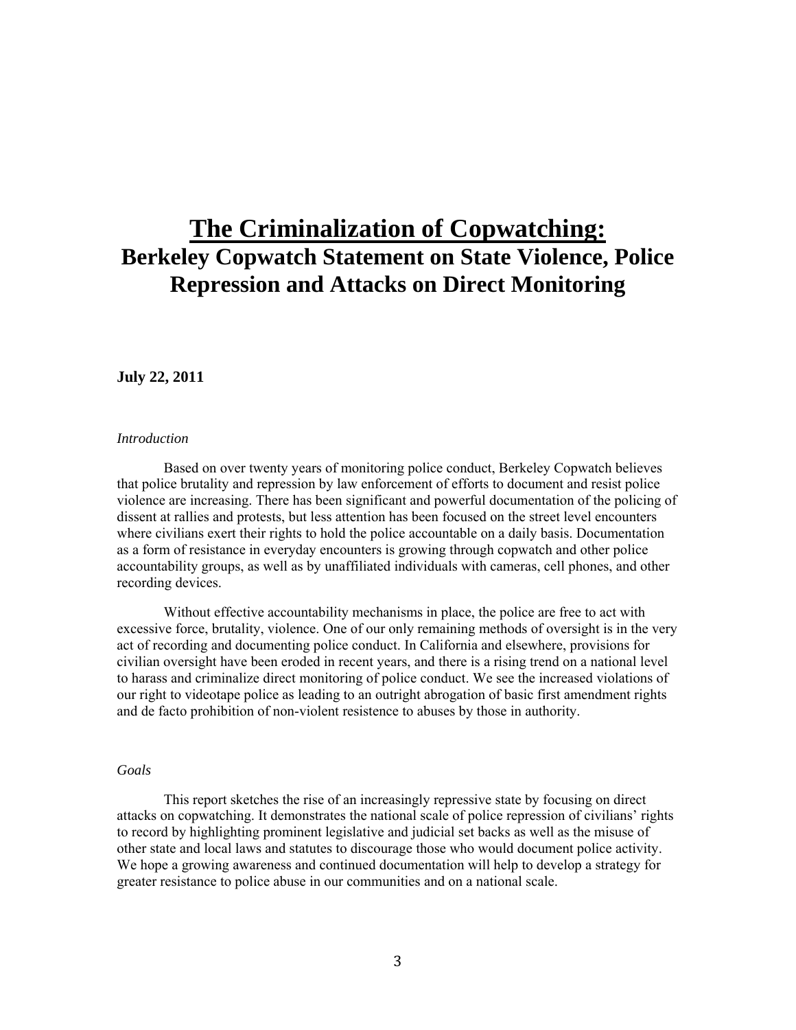# The Criminalization of Copwatching:

## Berkeley Copwatch Statement on State Violence, Police Repression and Attacks on Direct Monitoring

**July 22, 2011**

*Introduction*

Based on over twenty years of monitoring police conduct, Berkeley Copwatch believes that police brutality and repression by law enforcement of efforts to document and resist police violence are increasing. There has been significant and powerful documentation of the policing of dissent at rallies and protests, but less attention has been focused on the street level encounters where civilians exert their rights to hold the police accountable on a daily basis. Documentation as a form of resistance in everyday encounters is growing through copwatch and other police accountability groups, as well as by unaffiliated individuals with cameras, cell phones, and other recording devices.

Without effective accountability mechanisms in place, the police are free to act with excessive force, brutality, violence. One of our only remaining methods of oversight is in the very act of recording and documenting police conduct. In California and elsewhere, provisions for civilian oversight have been eroded in recent years, and there is a rising trend on a national level to harass and criminalize direct monitoring of police conduct. We see the increased violations of our right to videotape police as leading to an outright abrogation of basic first amendment rights and de facto prohibition of non-violent resistence to abuses by those in authority.

*Goals*

This report sketches the rise of an increasingly repressive state by focusing on direct attacks on copwatching. It demonstrates the national scale of police repression of civilians' rights to record by highlighting prominent legislative and judicial set backs as well as the misuse of other state and local laws and statutes to discourage those who would document police activity. We hope a growing awareness and continued documentation will help to develop a strategy for greater resistance to police abuse in our communities and on a national scale.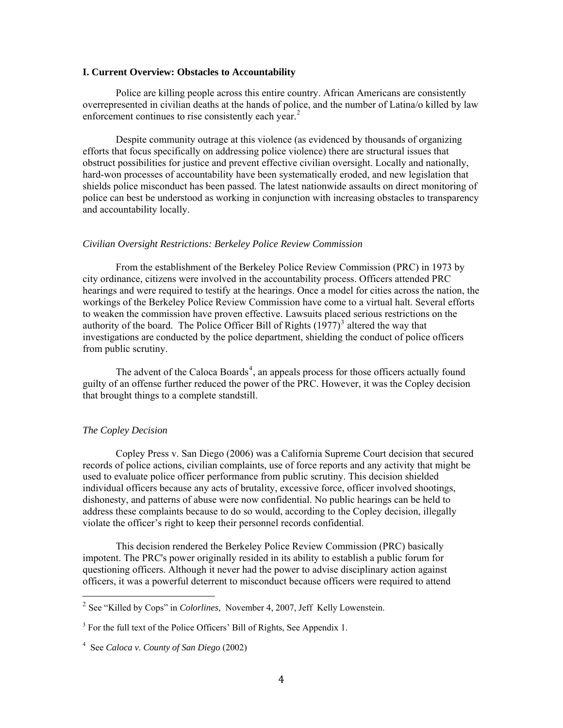## I. Current Overview: Obstacles to Accountability

Police are killing people across this entire country. African Americans are consistently overrepresented in civilian deaths at the hands of police, and the number of Latina/o killed by law enforcement continues to rise consistently each year.[2]

Despite community outrage at this violence (as evidenced by thousands of organizing efforts that focus specifically on addressing police violence) there are structural issues that obstruct possibilities for justice and prevent effective civilian oversight. Locally and nationally, hard-won processes of accountability have been systematically eroded, and new legislation that shields police misconduct has been passed. The latest nationwide assaults on direct monitoring of police can best be understood as working in conjunction with increasing obstacles to transparency and accountability locally.

### *Civilian Oversight Restrictions: Berkeley Police Review Commission*

From the establishment of the Berkeley Police Review Commission (PRC) in 1973 by city ordinance, citizens were involved in the accountability process. Officers attended PRC hearings and were required to testify at the hearings. Once a model for cities across the nation, the workings of the Berkeley Police Review Commission have come to a virtual halt. Several efforts to weaken the commission have proven effective. Lawsuits placed serious restrictions on the authority of the board. The Police Officer Bill of Rights (1977)[3] altered the way that investigations are conducted by the police department, shielding the conduct of police officers from public scrutiny.

The advent of the Caloca Boards[4], an appeals process for those officers actually found guilty of an offense further reduced the power of the PRC. However, it was the Copley decision that brought things to a complete standstill.

### *The Copley Decision*

Copley Press v. San Diego (2006) was a California Supreme Court decision that secured records of police actions, civilian complaints, use of force reports and any activity that might be used to evaluate police officer performance from public scrutiny. This decision shielded individual officers because any acts of brutality, excessive force, officer involved shootings, dishonesty, and patterns of abuse were now confidential. No public hearings can be held to address these complaints because to do so would, according to the Copley decision, illegally violate the officer's right to keep their personnel records confidential.

This decision rendered the Berkeley Police Review Commission (PRC) basically impotent. The PRC's power originally resided in its ability to establish a public forum for questioning officers. Although it never had the power to advise disciplinary action against officers, it was a powerful deterrent to misconduct because officers were required to attend

---

[2] See "Killed by Cops" in *Colorlines*, November 4, 2007, Jeff Kelly Lowenstein.

[3] For the full text of the Police Officers' Bill of Rights, See Appendix 1.

[4] See *Caloca v. County of San Diego* (2002)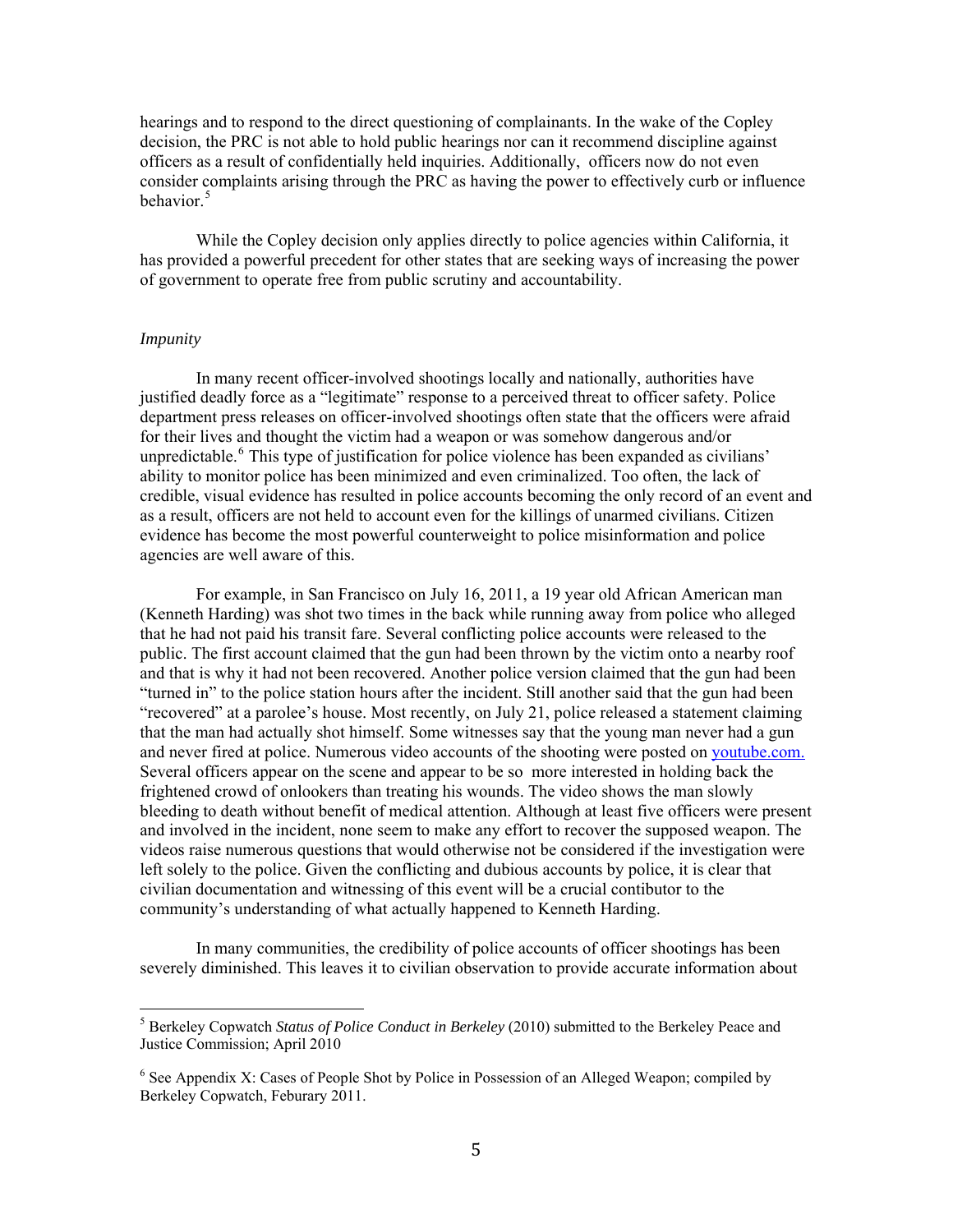hearings and to respond to the direct questioning of complainants. In the wake of the Copley decision, the PRC is not able to hold public hearings nor can it recommend discipline against officers as a result of confidentially held inquiries. Additionally, officers now do not even consider complaints arising through the PRC as having the power to effectively curb or influence behavior.[5]

While the Copley decision only applies directly to police agencies within California, it has provided a powerful precedent for other states that are seeking ways of increasing the power of government to operate free from public scrutiny and accountability.

*Impunity*

In many recent officer-involved shootings locally and nationally, authorities have justified deadly force as a "legitimate" response to a perceived threat to officer safety. Police department press releases on officer-involved shootings often state that the officers were afraid for their lives and thought the victim had a weapon or was somehow dangerous and/or unpredictable.[6] This type of justification for police violence has been expanded as civilians' ability to monitor police has been minimized and even criminalized. Too often, the lack of credible, visual evidence has resulted in police accounts becoming the only record of an event and as a result, officers are not held to account even for the killings of unarmed civilians. Citizen evidence has become the most powerful counterweight to police misinformation and police agencies are well aware of this.

For example, in San Francisco on July 16, 2011, a 19 year old African American man (Kenneth Harding) was shot two times in the back while running away from police who alleged that he had not paid his transit fare. Several conflicting police accounts were released to the public. The first account claimed that the gun had been thrown by the victim onto a nearby roof and that is why it had not been recovered. Another police version claimed that the gun had been "turned in" to the police station hours after the incident. Still another said that the gun had been "recovered" at a parolee's house. Most recently, on July 21, police released a statement claiming that the man had actually shot himself. Some witnesses say that the young man never had a gun and never fired at police. Numerous video accounts of the shooting were posted on youtube.com. Several officers appear on the scene and appear to be so more interested in holding back the frightened crowd of onlookers than treating his wounds. The video shows the man slowly bleeding to death without benefit of medical attention. Although at least five officers were present and involved in the incident, none seem to make any effort to recover the supposed weapon. The videos raise numerous questions that would otherwise not be considered if the investigation were left solely to the police. Given the conflicting and dubious accounts by police, it is clear that civilian documentation and witnessing of this event will be a crucial contibutor to the community's understanding of what actually happened to Kenneth Harding.

In many communities, the credibility of police accounts of officer shootings has been severely diminished. This leaves it to civilian observation to provide accurate information about

---

[5] Berkeley Copwatch *Status of Police Conduct in Berkeley* (2010) submitted to the Berkeley Peace and Justice Commission; April 2010

[6] See Appendix X: Cases of People Shot by Police in Possession of an Alleged Weapon; compiled by Berkeley Copwatch, Feburary 2011.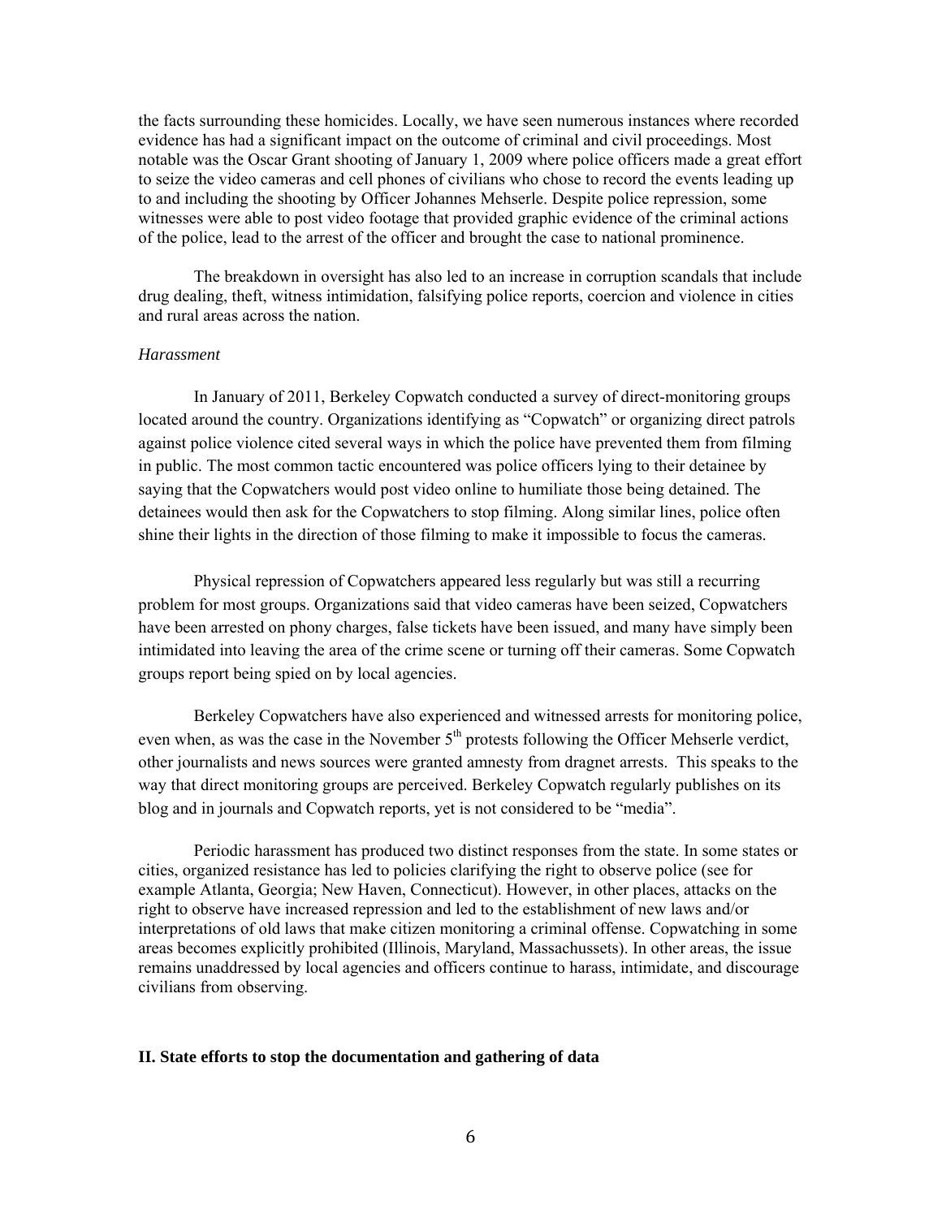the facts surrounding these homicides. Locally, we have seen numerous instances where recorded evidence has had a significant impact on the outcome of criminal and civil proceedings. Most notable was the Oscar Grant shooting of January 1, 2009 where police officers made a great effort to seize the video cameras and cell phones of civilians who chose to record the events leading up to and including the shooting by Officer Johannes Mehserle. Despite police repression, some witnesses were able to post video footage that provided graphic evidence of the criminal actions of the police, lead to the arrest of the officer and brought the case to national prominence.

The breakdown in oversight has also led to an increase in corruption scandals that include drug dealing, theft, witness intimidation, falsifying police reports, coercion and violence in cities and rural areas across the nation.

*Harassment*

In January of 2011, Berkeley Copwatch conducted a survey of direct-monitoring groups located around the country. Organizations identifying as "Copwatch" or organizing direct patrols against police violence cited several ways in which the police have prevented them from filming in public. The most common tactic encountered was police officers lying to their detainee by saying that the Copwatchers would post video online to humiliate those being detained. The detainees would then ask for the Copwatchers to stop filming. Along similar lines, police often shine their lights in the direction of those filming to make it impossible to focus the cameras.

Physical repression of Copwatchers appeared less regularly but was still a recurring problem for most groups. Organizations said that video cameras have been seized, Copwatchers have been arrested on phony charges, false tickets have been issued, and many have simply been intimidated into leaving the area of the crime scene or turning off their cameras. Some Copwatch groups report being spied on by local agencies.

Berkeley Copwatchers have also experienced and witnessed arrests for monitoring police, even when, as was the case in the November 5th protests following the Officer Mehserle verdict, other journalists and news sources were granted amnesty from dragnet arrests. This speaks to the way that direct monitoring groups are perceived. Berkeley Copwatch regularly publishes on its blog and in journals and Copwatch reports, yet is not considered to be "media".

Periodic harassment has produced two distinct responses from the state. In some states or cities, organized resistance has led to policies clarifying the right to observe police (see for example Atlanta, Georgia; New Haven, Connecticut). However, in other places, attacks on the right to observe have increased repression and led to the establishment of new laws and/or interpretations of old laws that make citizen monitoring a criminal offense. Copwatching in some areas becomes explicitly prohibited (Illinois, Maryland, Massachussets). In other areas, the issue remains unaddressed by local agencies and officers continue to harass, intimidate, and discourage civilians from observing.

## II. State efforts to stop the documentation and gathering of data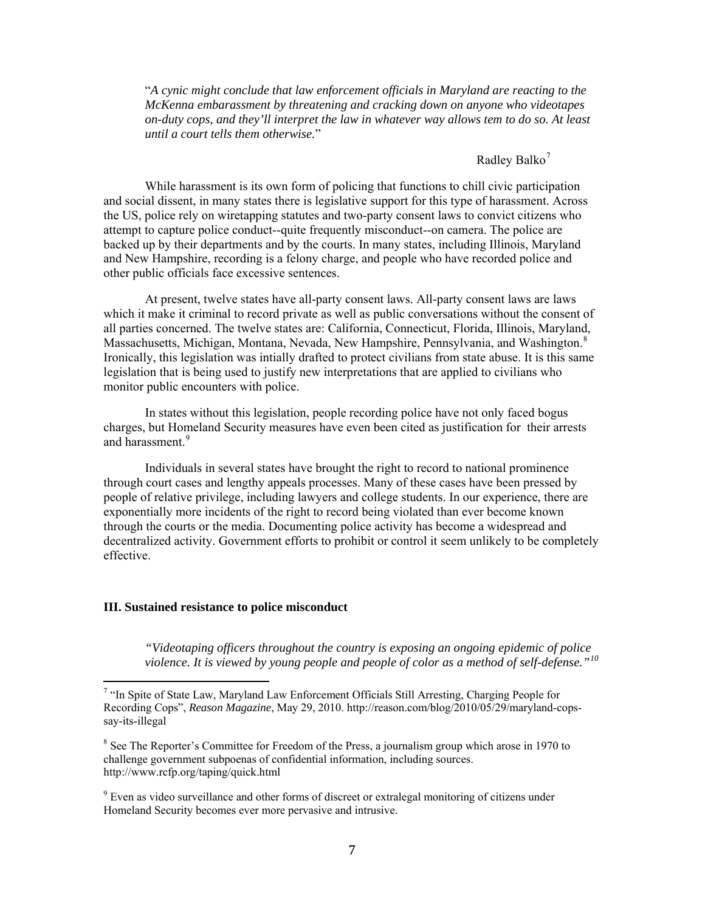"*A cynic might conclude that law enforcement officials in Maryland are reacting to the McKenna embarassment by threatening and cracking down on anyone who videotapes on-duty cops, and they'll interpret the law in whatever way allows tem to do so. At least until a court tells them otherwise.*"

Radley Balko[7]

While harassment is its own form of policing that functions to chill civic participation and social dissent, in many states there is legislative support for this type of harassment. Across the US, police rely on wiretapping statutes and two-party consent laws to convict citizens who attempt to capture police conduct--quite frequently misconduct--on camera. The police are backed up by their departments and by the courts. In many states, including Illinois, Maryland and New Hampshire, recording is a felony charge, and people who have recorded police and other public officials face excessive sentences.

At present, twelve states have all-party consent laws. All-party consent laws are laws which it make it criminal to record private as well as public conversations without the consent of all parties concerned. The twelve states are: California, Connecticut, Florida, Illinois, Maryland, Massachusetts, Michigan, Montana, Nevada, New Hampshire, Pennsylvania, and Washington.[8] Ironically, this legislation was intially drafted to protect civilians from state abuse. It is this same legislation that is being used to justify new interpretations that are applied to civilians who monitor public encounters with police.

In states without this legislation, people recording police have not only faced bogus charges, but Homeland Security measures have even been cited as justification for their arrests and harassment.[9]

Individuals in several states have brought the right to record to national prominence through court cases and lengthy appeals processes. Many of these cases have been pressed by people of relative privilege, including lawyers and college students. In our experience, there are exponentially more incidents of the right to record being violated than ever become known through the courts or the media. Documenting police activity has become a widespread and decentralized activity. Government efforts to prohibit or control it seem unlikely to be completely effective.

### III. Sustained resistance to police misconduct

*"Videotaping officers throughout the country is exposing an ongoing epidemic of police violence. It is viewed by young people and people of color as a method of self-defense."*[10]

---

[7] "In Spite of State Law, Maryland Law Enforcement Officials Still Arresting, Charging People for Recording Cops", *Reason Magazine*, May 29, 2010. http://reason.com/blog/2010/05/29/maryland-cops-say-its-illegal

[8] See The Reporter's Committee for Freedom of the Press, a journalism group which arose in 1970 to challenge government subpoenas of confidential information, including sources. http://www.rcfp.org/taping/quick.html

[9] Even as video surveillance and other forms of discreet or extralegal monitoring of citizens under Homeland Security becomes ever more pervasive and intrusive.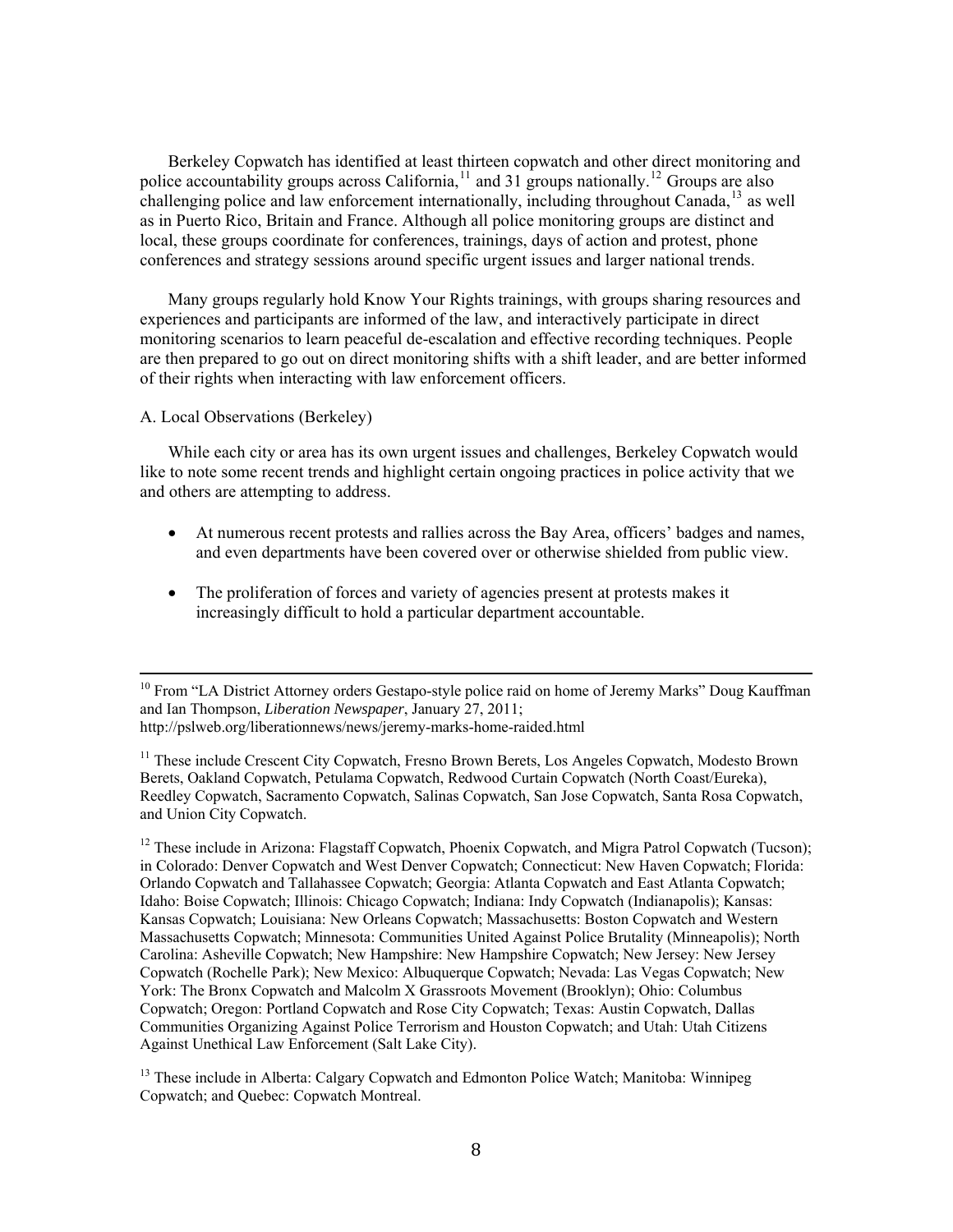Berkeley Copwatch has identified at least thirteen copwatch and other direct monitoring and police accountability groups across California,[11] and 31 groups nationally.[12] Groups are also challenging police and law enforcement internationally, including throughout Canada,[13] as well as in Puerto Rico, Britain and France. Although all police monitoring groups are distinct and local, these groups coordinate for conferences, trainings, days of action and protest, phone conferences and strategy sessions around specific urgent issues and larger national trends.

Many groups regularly hold Know Your Rights trainings, with groups sharing resources and experiences and participants are informed of the law, and interactively participate in direct monitoring scenarios to learn peaceful de-escalation and effective recording techniques. People are then prepared to go out on direct monitoring shifts with a shift leader, and are better informed of their rights when interacting with law enforcement officers.

A. Local Observations (Berkeley)

While each city or area has its own urgent issues and challenges, Berkeley Copwatch would like to note some recent trends and highlight certain ongoing practices in police activity that we and others are attempting to address.

- At numerous recent protests and rallies across the Bay Area, officers' badges and names, and even departments have been covered over or otherwise shielded from public view.
- The proliferation of forces and variety of agencies present at protests makes it increasingly difficult to hold a particular department accountable.

---

[10] From "LA District Attorney orders Gestapo-style police raid on home of Jeremy Marks" Doug Kauffman and Ian Thompson, *Liberation Newspaper*, January 27, 2011; http://pslweb.org/liberationnews/news/jeremy-marks-home-raided.html

[11] These include Crescent City Copwatch, Fresno Brown Berets, Los Angeles Copwatch, Modesto Brown Berets, Oakland Copwatch, Petulama Copwatch, Redwood Curtain Copwatch (North Coast/Eureka), Reedley Copwatch, Sacramento Copwatch, Salinas Copwatch, San Jose Copwatch, Santa Rosa Copwatch, and Union City Copwatch.

[12] These include in Arizona: Flagstaff Copwatch, Phoenix Copwatch, and Migra Patrol Copwatch (Tucson); in Colorado: Denver Copwatch and West Denver Copwatch; Connecticut: New Haven Copwatch; Florida: Orlando Copwatch and Tallahassee Copwatch; Georgia: Atlanta Copwatch and East Atlanta Copwatch; Idaho: Boise Copwatch; Illinois: Chicago Copwatch; Indiana: Indy Copwatch (Indianapolis); Kansas: Kansas Copwatch; Louisiana: New Orleans Copwatch; Massachusetts: Boston Copwatch and Western Massachusetts Copwatch; Minnesota: Communities United Against Police Brutality (Minneapolis); North Carolina: Asheville Copwatch; New Hampshire: New Hampshire Copwatch; New Jersey: New Jersey Copwatch (Rochelle Park); New Mexico: Albuquerque Copwatch; Nevada: Las Vegas Copwatch; New York: The Bronx Copwatch and Malcolm X Grassroots Movement (Brooklyn); Ohio: Columbus Copwatch; Oregon: Portland Copwatch and Rose City Copwatch; Texas: Austin Copwatch, Dallas Communities Organizing Against Police Terrorism and Houston Copwatch; and Utah: Utah Citizens Against Unethical Law Enforcement (Salt Lake City).

[13] These include in Alberta: Calgary Copwatch and Edmonton Police Watch; Manitoba: Winnipeg Copwatch; and Quebec: Copwatch Montreal.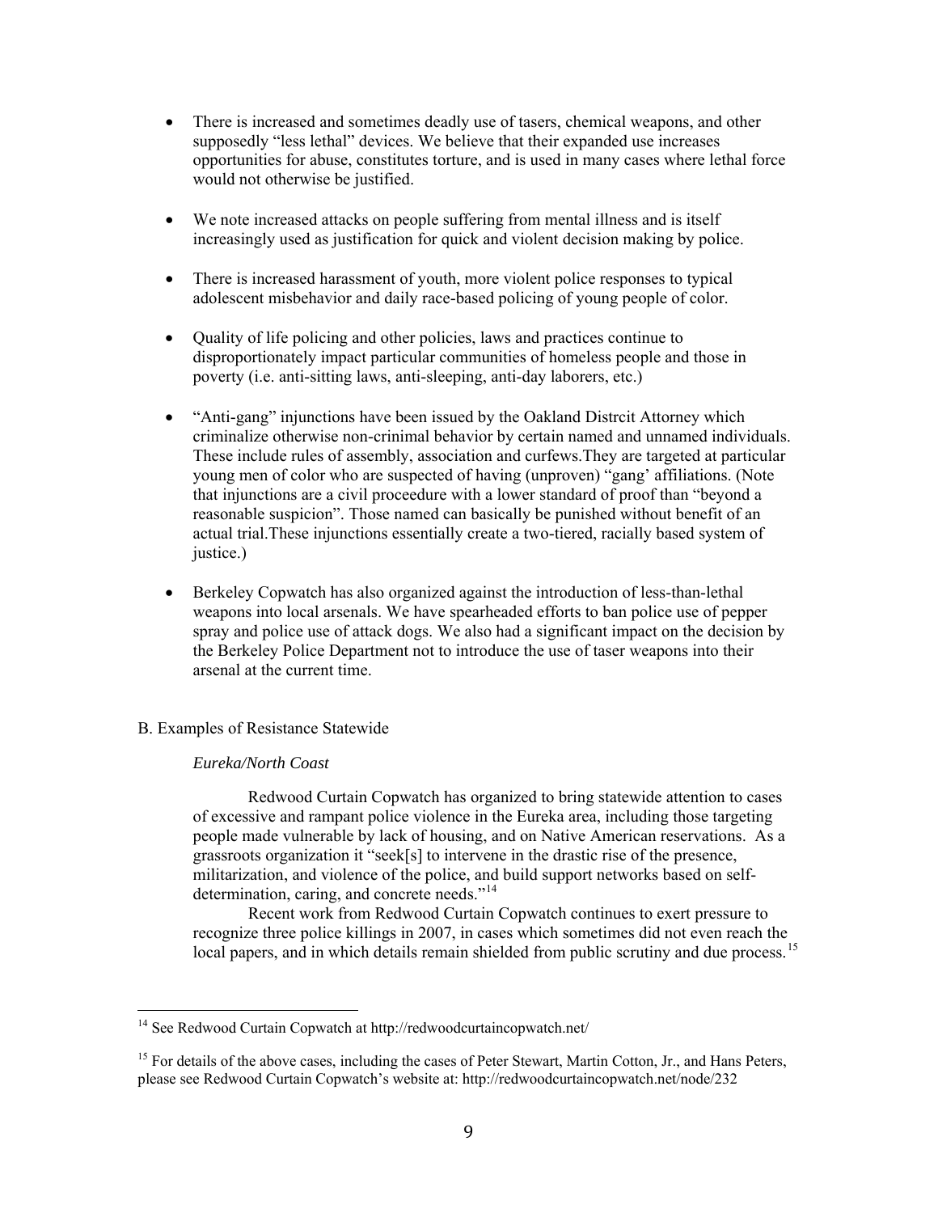- There is increased and sometimes deadly use of tasers, chemical weapons, and other supposedly "less lethal" devices. We believe that their expanded use increases opportunities for abuse, constitutes torture, and is used in many cases where lethal force would not otherwise be justified.

- We note increased attacks on people suffering from mental illness and is itself increasingly used as justification for quick and violent decision making by police.

- There is increased harassment of youth, more violent police responses to typical adolescent misbehavior and daily race-based policing of young people of color.

- Quality of life policing and other policies, laws and practices continue to disproportionately impact particular communities of homeless people and those in poverty (i.e. anti-sitting laws, anti-sleeping, anti-day laborers, etc.)

- "Anti-gang" injunctions have been issued by the Oakland Distrcit Attorney which criminalize otherwise non-crinimal behavior by certain named and unnamed individuals. These include rules of assembly, association and curfews.They are targeted at particular young men of color who are suspected of having (unproven) "gang' affiliations. (Note that injunctions are a civil proceedure with a lower standard of proof than "beyond a reasonable suspicion". Those named can basically be punished without benefit of an actual trial.These injunctions essentially create a two-tiered, racially based system of justice.)

- Berkeley Copwatch has also organized against the introduction of less-than-lethal weapons into local arsenals. We have spearheaded efforts to ban police use of pepper spray and police use of attack dogs. We also had a significant impact on the decision by the Berkeley Police Department not to introduce the use of taser weapons into their arsenal at the current time.

B. Examples of Resistance Statewide

*Eureka/North Coast*

Redwood Curtain Copwatch has organized to bring statewide attention to cases of excessive and rampant police violence in the Eureka area, including those targeting people made vulnerable by lack of housing, and on Native American reservations. As a grassroots organization it "seek[s] to intervene in the drastic rise of the presence, militarization, and violence of the police, and build support networks based on self-determination, caring, and concrete needs."[14]

Recent work from Redwood Curtain Copwatch continues to exert pressure to recognize three police killings in 2007, in cases which sometimes did not even reach the local papers, and in which details remain shielded from public scrutiny and due process.[15]

---

[14] See Redwood Curtain Copwatch at http://redwoodcurtaincopwatch.net/

[15] For details of the above cases, including the cases of Peter Stewart, Martin Cotton, Jr., and Hans Peters, please see Redwood Curtain Copwatch's website at: http://redwoodcurtaincopwatch.net/node/232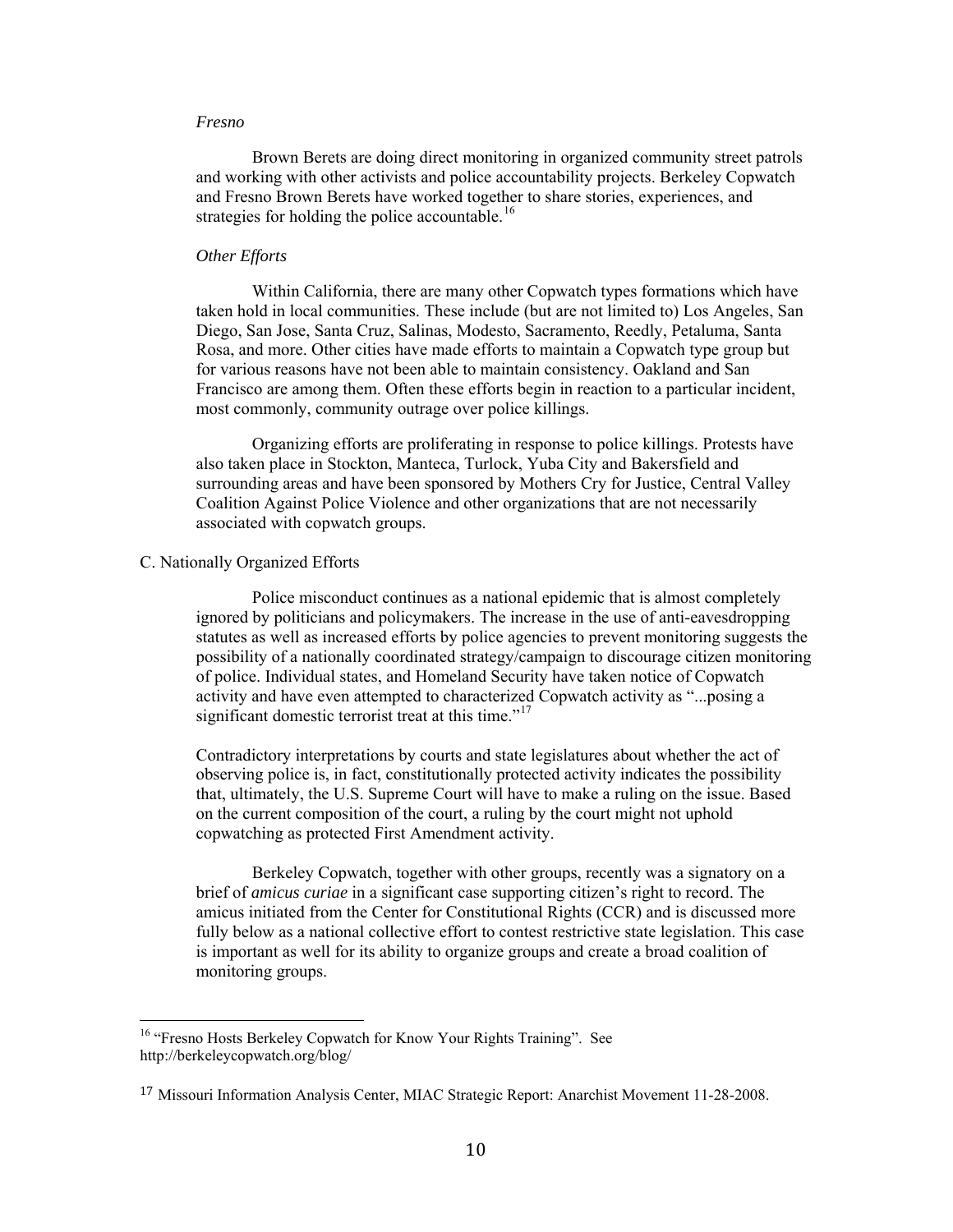*Fresno*

Brown Berets are doing direct monitoring in organized community street patrols and working with other activists and police accountability projects. Berkeley Copwatch and Fresno Brown Berets have worked together to share stories, experiences, and strategies for holding the police accountable.[16]

*Other Efforts*

Within California, there are many other Copwatch types formations which have taken hold in local communities. These include (but are not limited to) Los Angeles, San Diego, San Jose, Santa Cruz, Salinas, Modesto, Sacramento, Reedly, Petaluma, Santa Rosa, and more. Other cities have made efforts to maintain a Copwatch type group but for various reasons have not been able to maintain consistency. Oakland and San Francisco are among them. Often these efforts begin in reaction to a particular incident, most commonly, community outrage over police killings.

Organizing efforts are proliferating in response to police killings. Protests have also taken place in Stockton, Manteca, Turlock, Yuba City and Bakersfield and surrounding areas and have been sponsored by Mothers Cry for Justice, Central Valley Coalition Against Police Violence and other organizations that are not necessarily associated with copwatch groups.

C. Nationally Organized Efforts

Police misconduct continues as a national epidemic that is almost completely ignored by politicians and policymakers. The increase in the use of anti-eavesdropping statutes as well as increased efforts by police agencies to prevent monitoring suggests the possibility of a nationally coordinated strategy/campaign to discourage citizen monitoring of police. Individual states, and Homeland Security have taken notice of Copwatch activity and have even attempted to characterized Copwatch activity as "...posing a significant domestic terrorist treat at this time."[17]

Contradictory interpretations by courts and state legislatures about whether the act of observing police is, in fact, constitutionally protected activity indicates the possibility that, ultimately, the U.S. Supreme Court will have to make a ruling on the issue. Based on the current composition of the court, a ruling by the court might not uphold copwatching as protected First Amendment activity.

Berkeley Copwatch, together with other groups, recently was a signatory on a brief of *amicus curiae* in a significant case supporting citizen's right to record. The amicus initiated from the Center for Constitutional Rights (CCR) and is discussed more fully below as a national collective effort to contest restrictive state legislation. This case is important as well for its ability to organize groups and create a broad coalition of monitoring groups.

---

[16] "Fresno Hosts Berkeley Copwatch for Know Your Rights Training". See http://berkeleycopwatch.org/blog/

[17] Missouri Information Analysis Center, MIAC Strategic Report: Anarchist Movement 11-28-2008.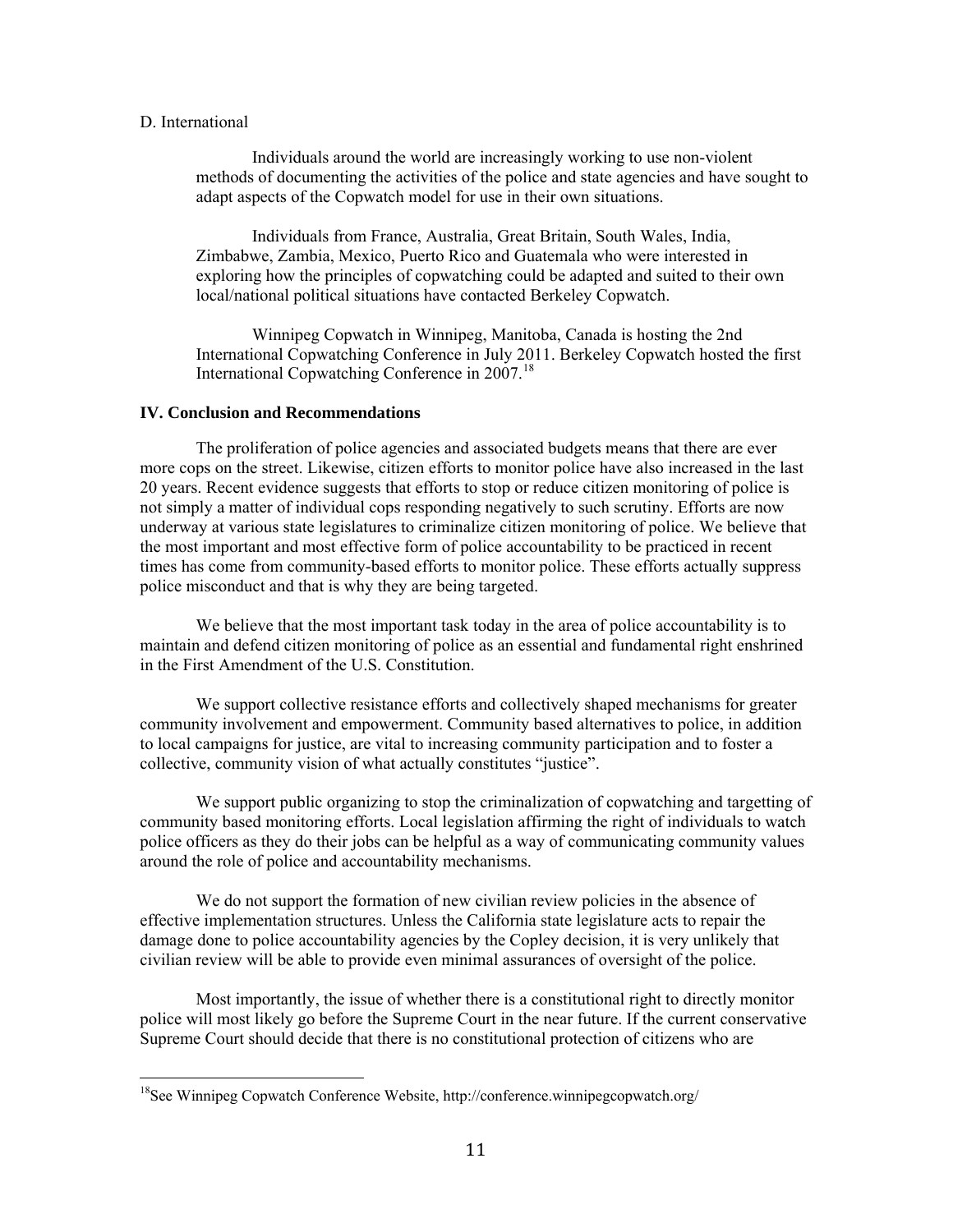D. International

Individuals around the world are increasingly working to use non-violent methods of documenting the activities of the police and state agencies and have sought to adapt aspects of the Copwatch model for use in their own situations.

Individuals from France, Australia, Great Britain, South Wales, India, Zimbabwe, Zambia, Mexico, Puerto Rico and Guatemala who were interested in exploring how the principles of copwatching could be adapted and suited to their own local/national political situations have contacted Berkeley Copwatch.

Winnipeg Copwatch in Winnipeg, Manitoba, Canada is hosting the 2nd International Copwatching Conference in July 2011. Berkeley Copwatch hosted the first International Copwatching Conference in 2007.[18]

**IV. Conclusion and Recommendations**

The proliferation of police agencies and associated budgets means that there are ever more cops on the street. Likewise, citizen efforts to monitor police have also increased in the last 20 years. Recent evidence suggests that efforts to stop or reduce citizen monitoring of police is not simply a matter of individual cops responding negatively to such scrutiny. Efforts are now underway at various state legislatures to criminalize citizen monitoring of police. We believe that the most important and most effective form of police accountability to be practiced in recent times has come from community-based efforts to monitor police. These efforts actually suppress police misconduct and that is why they are being targeted.

We believe that the most important task today in the area of police accountability is to maintain and defend citizen monitoring of police as an essential and fundamental right enshrined in the First Amendment of the U.S. Constitution.

We support collective resistance efforts and collectively shaped mechanisms for greater community involvement and empowerment. Community based alternatives to police, in addition to local campaigns for justice, are vital to increasing community participation and to foster a collective, community vision of what actually constitutes "justice".

We support public organizing to stop the criminalization of copwatching and targetting of community based monitoring efforts. Local legislation affirming the right of individuals to watch police officers as they do their jobs can be helpful as a way of communicating community values around the role of police and accountability mechanisms.

We do not support the formation of new civilian review policies in the absence of effective implementation structures. Unless the California state legislature acts to repair the damage done to police accountability agencies by the Copley decision, it is very unlikely that civilian review will be able to provide even minimal assurances of oversight of the police.

Most importantly, the issue of whether there is a constitutional right to directly monitor police will most likely go before the Supreme Court in the near future. If the current conservative Supreme Court should decide that there is no constitutional protection of citizens who are

[18] See Winnipeg Copwatch Conference Website, http://conference.winnipegcopwatch.org/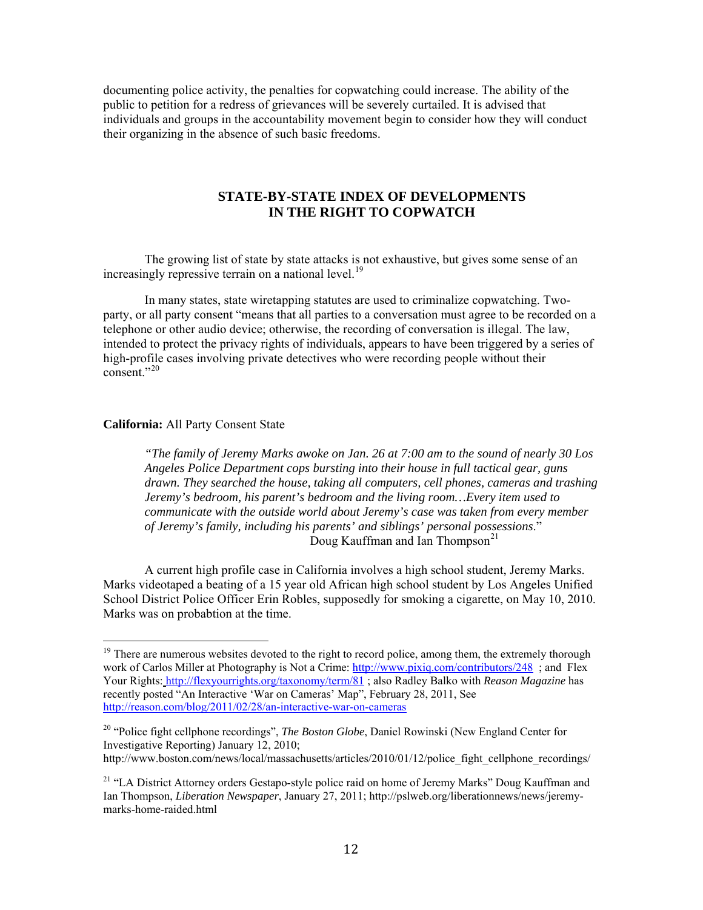documenting police activity, the penalties for copwatching could increase. The ability of the public to petition for a redress of grievances will be severely curtailed. It is advised that individuals and groups in the accountability movement begin to consider how they will conduct their organizing in the absence of such basic freedoms.

## STATE-BY-STATE INDEX OF DEVELOPMENTS IN THE RIGHT TO COPWATCH

The growing list of state by state attacks is not exhaustive, but gives some sense of an increasingly repressive terrain on a national level.[19]

In many states, state wiretapping statutes are used to criminalize copwatching. Two-party, or all party consent "means that all parties to a conversation must agree to be recorded on a telephone or other audio device; otherwise, the recording of conversation is illegal. The law, intended to protect the privacy rights of individuals, appears to have been triggered by a series of high-profile cases involving private detectives who were recording people without their consent."[20]

**California:** All Party Consent State

> *"The family of Jeremy Marks awoke on Jan. 26 at 7:00 am to the sound of nearly 30 Los Angeles Police Department cops bursting into their house in full tactical gear, guns drawn. They searched the house, taking all computers, cell phones, cameras and trashing Jeremy's bedroom, his parent's bedroom and the living room…Every item used to communicate with the outside world about Jeremy's case was taken from every member of Jeremy's family, including his parents' and siblings' personal possessions.*"
>
> Doug Kauffman and Ian Thompson[21]

A current high profile case in California involves a high school student, Jeremy Marks. Marks videotaped a beating of a 15 year old African high school student by Los Angeles Unified School District Police Officer Erin Robles, supposedly for smoking a cigarette, on May 10, 2010. Marks was on probabtion at the time.

---

[19] There are numerous websites devoted to the right to record police, among them, the extremely thorough work of Carlos Miller at Photography is Not a Crime: http://www.pixiq.com/contributors/248 ; and Flex Your Rights: http://flexyourrights.org/taxonomy/term/81 ; also Radley Balko with *Reason Magazine* has recently posted "An Interactive 'War on Cameras' Map", February 28, 2011, See http://reason.com/blog/2011/02/28/an-interactive-war-on-cameras

[20] "Police fight cellphone recordings", *The Boston Globe*, Daniel Rowinski (New England Center for Investigative Reporting) January 12, 2010; http://www.boston.com/news/local/massachusetts/articles/2010/01/12/police_fight_cellphone_recordings/

[21] "LA District Attorney orders Gestapo-style police raid on home of Jeremy Marks" Doug Kauffman and Ian Thompson, *Liberation Newspaper*, January 27, 2011; http://pslweb.org/liberationnews/news/jeremy-marks-home-raided.html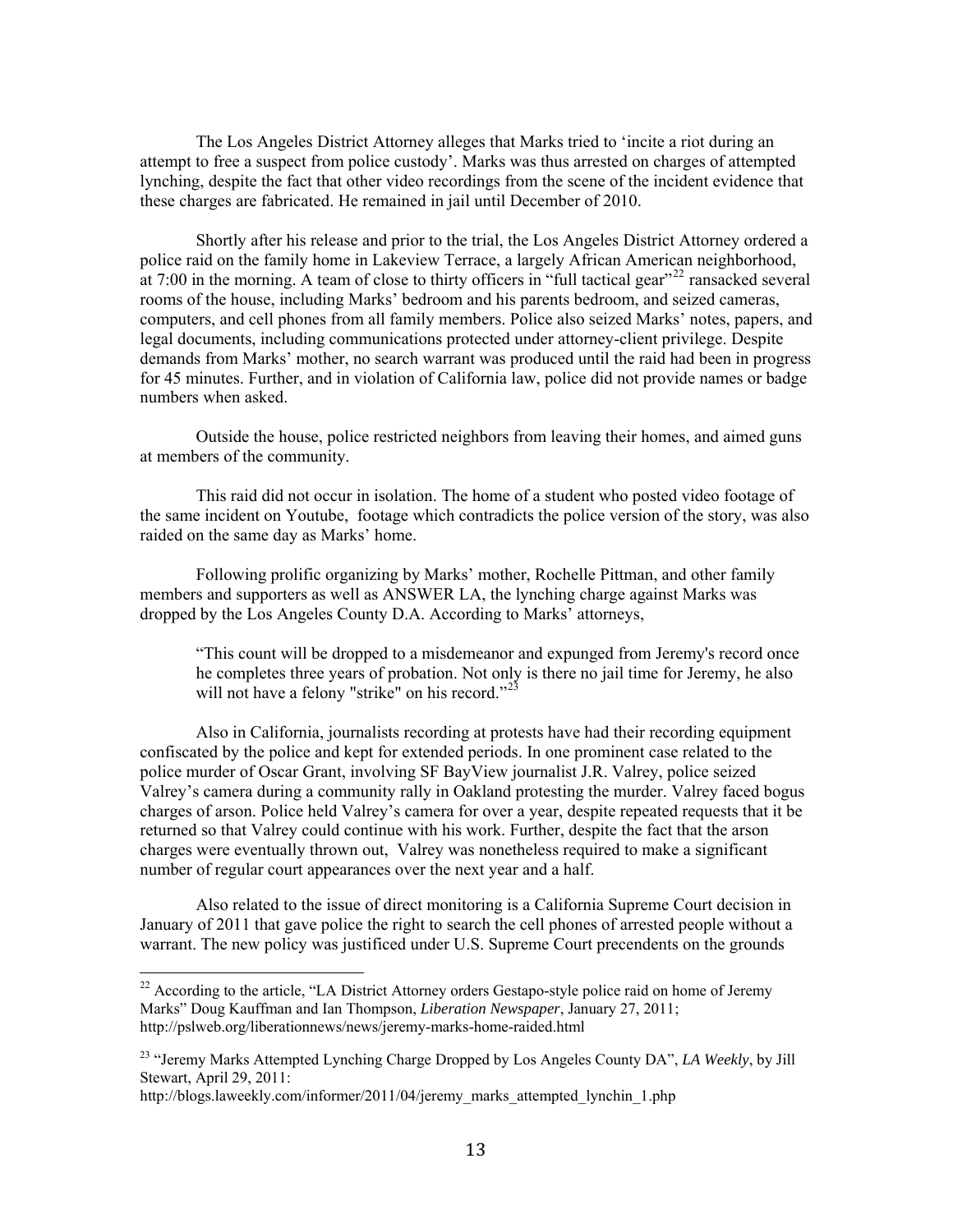The Los Angeles District Attorney alleges that Marks tried to 'incite a riot during an attempt to free a suspect from police custody'. Marks was thus arrested on charges of attempted lynching, despite the fact that other video recordings from the scene of the incident evidence that these charges are fabricated. He remained in jail until December of 2010.

Shortly after his release and prior to the trial, the Los Angeles District Attorney ordered a police raid on the family home in Lakeview Terrace, a largely African American neighborhood, at 7:00 in the morning. A team of close to thirty officers in "full tactical gear"[22] ransacked several rooms of the house, including Marks' bedroom and his parents bedroom, and seized cameras, computers, and cell phones from all family members. Police also seized Marks' notes, papers, and legal documents, including communications protected under attorney-client privilege. Despite demands from Marks' mother, no search warrant was produced until the raid had been in progress for 45 minutes. Further, and in violation of California law, police did not provide names or badge numbers when asked.

Outside the house, police restricted neighbors from leaving their homes, and aimed guns at members of the community.

This raid did not occur in isolation. The home of a student who posted video footage of the same incident on Youtube, footage which contradicts the police version of the story, was also raided on the same day as Marks' home.

Following prolific organizing by Marks' mother, Rochelle Pittman, and other family members and supporters as well as ANSWER LA, the lynching charge against Marks was dropped by the Los Angeles County D.A. According to Marks' attorneys,

> "This count will be dropped to a misdemeanor and expunged from Jeremy's record once he completes three years of probation. Not only is there no jail time for Jeremy, he also will not have a felony "strike" on his record."[23]

Also in California, journalists recording at protests have had their recording equipment confiscated by the police and kept for extended periods. In one prominent case related to the police murder of Oscar Grant, involving SF BayView journalist J.R. Valrey, police seized Valrey's camera during a community rally in Oakland protesting the murder. Valrey faced bogus charges of arson. Police held Valrey's camera for over a year, despite repeated requests that it be returned so that Valrey could continue with his work. Further, despite the fact that the arson charges were eventually thrown out, Valrey was nonetheless required to make a significant number of regular court appearances over the next year and a half.

Also related to the issue of direct monitoring is a California Supreme Court decision in January of 2011 that gave police the right to search the cell phones of arrested people without a warrant. The new policy was justified under U.S. Supreme Court precendents on the grounds

---

[22] According to the article, "LA District Attorney orders Gestapo-style police raid on home of Jeremy Marks" Doug Kauffman and Ian Thompson, *Liberation Newspaper*, January 27, 2011; http://pslweb.org/liberationnews/news/jeremy-marks-home-raided.html

[23] "Jeremy Marks Attempted Lynching Charge Dropped by Los Angeles County DA", *LA Weekly*, by Jill Stewart, April 29, 2011:
http://blogs.laweekly.com/informer/2011/04/jeremy_marks_attempted_lynchin_1.php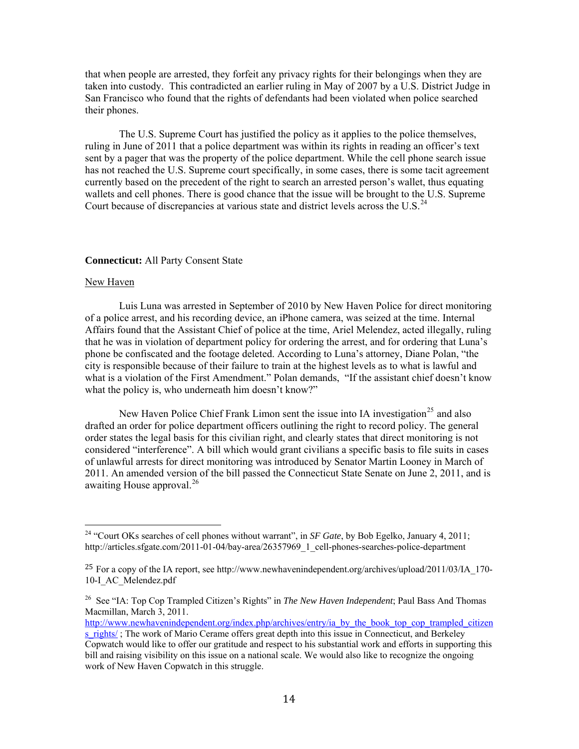that when people are arrested, they forfeit any privacy rights for their belongings when they are taken into custody. This contradicted an earlier ruling in May of 2007 by a U.S. District Judge in San Francisco who found that the rights of defendants had been violated when police searched their phones.

The U.S. Supreme Court has justified the policy as it applies to the police themselves, ruling in June of 2011 that a police department was within its rights in reading an officer's text sent by a pager that was the property of the police department. While the cell phone search issue has not reached the U.S. Supreme court specifically, in some cases, there is some tacit agreement currently based on the precedent of the right to search an arrested person's wallet, thus equating wallets and cell phones. There is good chance that the issue will be brought to the U.S. Supreme Court because of discrepancies at various state and district levels across the U.S.[24]

**Connecticut:** All Party Consent State

New Haven

Luis Luna was arrested in September of 2010 by New Haven Police for direct monitoring of a police arrest, and his recording device, an iPhone camera, was seized at the time. Internal Affairs found that the Assistant Chief of police at the time, Ariel Melendez, acted illegally, ruling that he was in violation of department policy for ordering the arrest, and for ordering that Luna's phone be confiscated and the footage deleted. According to Luna's attorney, Diane Polan, "the city is responsible because of their failure to train at the highest levels as to what is lawful and what is a violation of the First Amendment." Polan demands, "If the assistant chief doesn't know what the policy is, who underneath him doesn't know?"

New Haven Police Chief Frank Limon sent the issue into IA investigation[25] and also drafted an order for police department officers outlining the right to record policy. The general order states the legal basis for this civilian right, and clearly states that direct monitoring is not considered "interference". A bill which would grant civilians a specific basis to file suits in cases of unlawful arrests for direct monitoring was introduced by Senator Martin Looney in March of 2011. An amended version of the bill passed the Connecticut State Senate on June 2, 2011, and is awaiting House approval.[26]

---

[24] "Court OKs searches of cell phones without warrant", in *SF Gate*, by Bob Egelko, January 4, 2011; http://articles.sfgate.com/2011-01-04/bay-area/26357969_1_cell-phones-searches-police-department

[25] For a copy of the IA report, see http://www.newhavenindependent.org/archives/upload/2011/03/IA_170-10-I_AC_Melendez.pdf

[26] See "IA: Top Cop Trampled Citizen's Rights" in *The New Haven Independent*; Paul Bass And Thomas Macmillan, March 3, 2011. http://www.newhavenindependent.org/index.php/archives/entry/ia_by_the_book_top_cop_trampled_citizens_rights/ ; The work of Mario Cerame offers great depth into this issue in Connecticut, and Berkeley Copwatch would like to offer our gratitude and respect to his substantial work and efforts in supporting this bill and raising visibility on this issue on a national scale. We would also like to recognize the ongoing work of New Haven Copwatch in this struggle.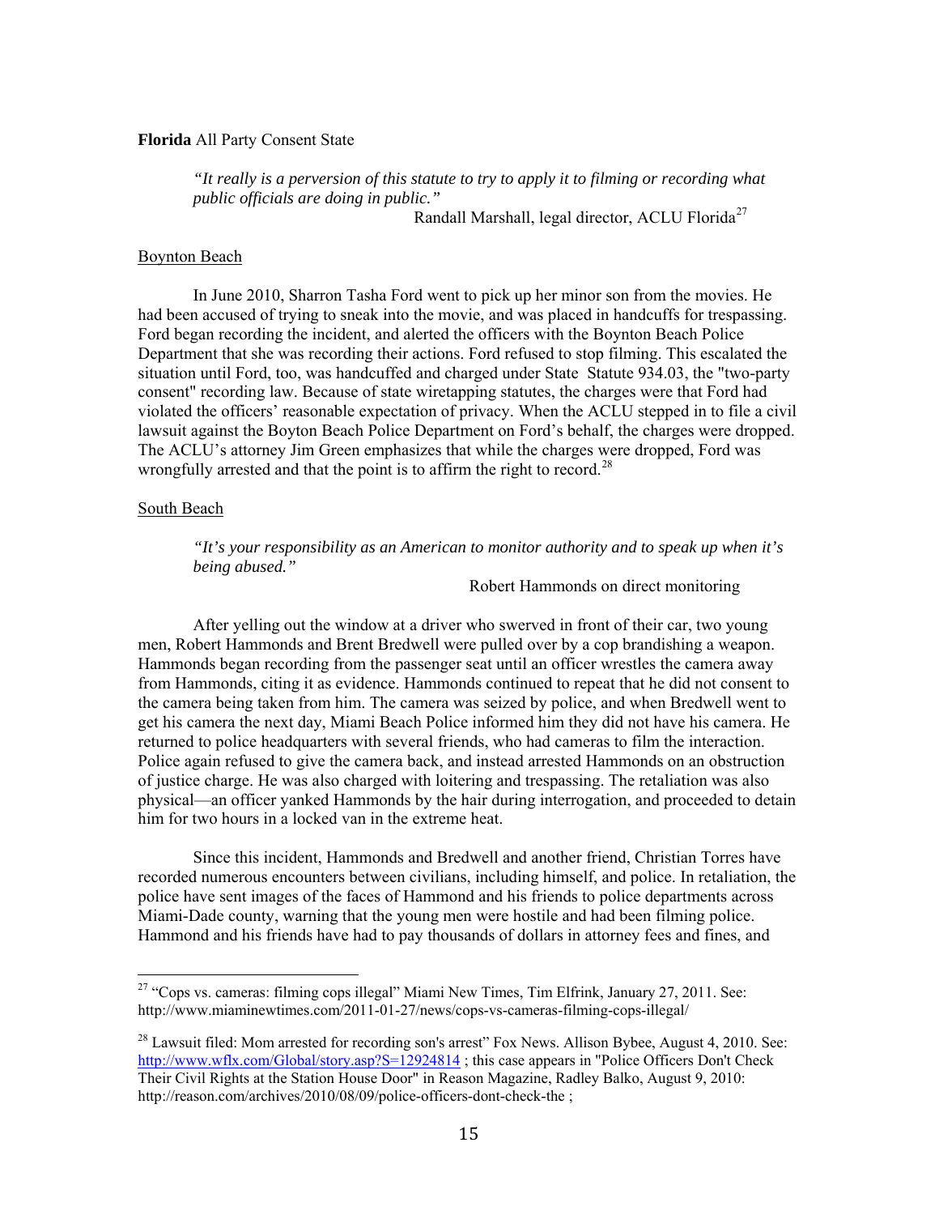**Florida** All Party Consent State

> *"It really is a perversion of this statute to try to apply it to filming or recording what public officials are doing in public."*
>
> Randall Marshall, legal director, ACLU Florida[27]

Boynton Beach

In June 2010, Sharron Tasha Ford went to pick up her minor son from the movies. He had been accused of trying to sneak into the movie, and was placed in handcuffs for trespassing. Ford began recording the incident, and alerted the officers with the Boynton Beach Police Department that she was recording their actions. Ford refused to stop filming. This escalated the situation until Ford, too, was handcuffed and charged under State Statute 934.03, the "two-party consent" recording law. Because of state wiretapping statutes, the charges were that Ford had violated the officers' reasonable expectation of privacy. When the ACLU stepped in to file a civil lawsuit against the Boyton Beach Police Department on Ford's behalf, the charges were dropped. The ACLU's attorney Jim Green emphasizes that while the charges were dropped, Ford was wrongfully arrested and that the point is to affirm the right to record.[28]

South Beach

> *"It's your responsibility as an American to monitor authority and to speak up when it's being abused."*
>
> Robert Hammonds on direct monitoring

After yelling out the window at a driver who swerved in front of their car, two young men, Robert Hammonds and Brent Bredwell were pulled over by a cop brandishing a weapon. Hammonds began recording from the passenger seat until an officer wrestles the camera away from Hammonds, citing it as evidence. Hammonds continued to repeat that he did not consent to the camera being taken from him. The camera was seized by police, and when Bredwell went to get his camera the next day, Miami Beach Police informed him they did not have his camera. He returned to police headquarters with several friends, who had cameras to film the interaction. Police again refused to give the camera back, and instead arrested Hammonds on an obstruction of justice charge. He was also charged with loitering and trespassing. The retaliation was also physical—an officer yanked Hammonds by the hair during interrogation, and proceeded to detain him for two hours in a locked van in the extreme heat.

Since this incident, Hammonds and Bredwell and another friend, Christian Torres have recorded numerous encounters between civilians, including himself, and police. In retaliation, the police have sent images of the faces of Hammond and his friends to police departments across Miami-Dade county, warning that the young men were hostile and had been filming police. Hammond and his friends have had to pay thousands of dollars in attorney fees and fines, and

---

[27] "Cops vs. cameras: filming cops illegal" Miami New Times, Tim Elfrink, January 27, 2011. See: http://www.miaminewtimes.com/2011-01-27/news/cops-vs-cameras-filming-cops-illegal/

[28] Lawsuit filed: Mom arrested for recording son's arrest" Fox News. Allison Bybee, August 4, 2010. See: http://www.wflx.com/Global/story.asp?S=12924814 ; this case appears in "Police Officers Don't Check Their Civil Rights at the Station House Door" in Reason Magazine, Radley Balko, August 9, 2010: http://reason.com/archives/2010/08/09/police-officers-dont-check-the ;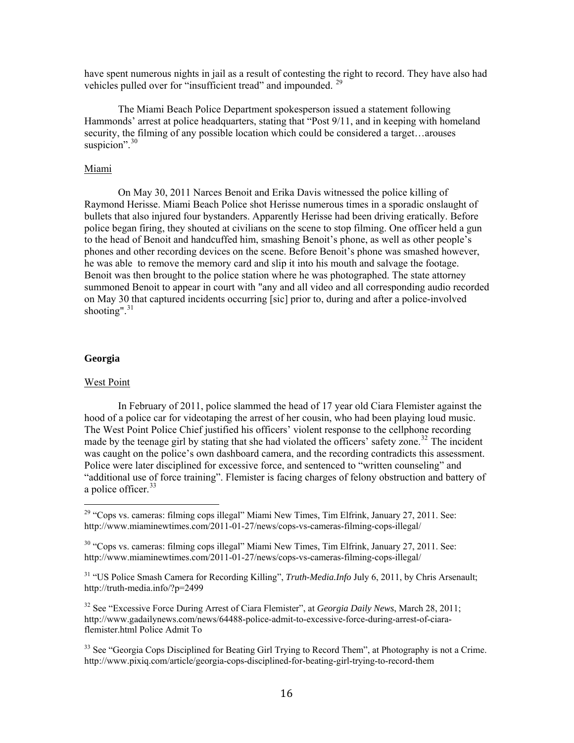have spent numerous nights in jail as a result of contesting the right to record. They have also had vehicles pulled over for "insufficient tread" and impounded. [29]

The Miami Beach Police Department spokesperson issued a statement following Hammonds' arrest at police headquarters, stating that "Post 9/11, and in keeping with homeland security, the filming of any possible location which could be considered a target…arouses suspicion".[30]

Miami

On May 30, 2011 Narces Benoit and Erika Davis witnessed the police killing of Raymond Herisse. Miami Beach Police shot Herisse numerous times in a sporadic onslaught of bullets that also injured four bystanders. Apparently Herisse had been driving eratically. Before police began firing, they shouted at civilians on the scene to stop filming. One officer held a gun to the head of Benoit and handcuffed him, smashing Benoit's phone, as well as other people's phones and other recording devices on the scene. Before Benoit's phone was smashed however, he was able to remove the memory card and slip it into his mouth and salvage the footage. Benoit was then brought to the police station where he was photographed. The state attorney summoned Benoit to appear in court with "any and all video and all corresponding audio recorded on May 30 that captured incidents occurring [sic] prior to, during and after a police-involved shooting".[31]

## Georgia

West Point

In February of 2011, police slammed the head of 17 year old Ciara Flemister against the hood of a police car for videotaping the arrest of her cousin, who had been playing loud music. The West Point Police Chief justified his officers' violent response to the cellphone recording made by the teenage girl by stating that she had violated the officers' safety zone.[32] The incident was caught on the police's own dashboard camera, and the recording contradicts this assessment. Police were later disciplined for excessive force, and sentenced to "written counseling" and "additional use of force training". Flemister is facing charges of felony obstruction and battery of a police officer.[33]

---

[29] "Cops vs. cameras: filming cops illegal" Miami New Times, Tim Elfrink, January 27, 2011. See: http://www.miaminewtimes.com/2011-01-27/news/cops-vs-cameras-filming-cops-illegal/

[30] "Cops vs. cameras: filming cops illegal" Miami New Times, Tim Elfrink, January 27, 2011. See: http://www.miaminewtimes.com/2011-01-27/news/cops-vs-cameras-filming-cops-illegal/

[31] "US Police Smash Camera for Recording Killing", *Truth-Media.Info* July 6, 2011, by Chris Arsenault; http://truth-media.info/?p=2499

[32] See "Excessive Force During Arrest of Ciara Flemister", at *Georgia Daily News*, March 28, 2011; http://www.gadailynews.com/news/64488-police-admit-to-excessive-force-during-arrest-of-ciara-flemister.html Police Admit To

[33] See "Georgia Cops Disciplined for Beating Girl Trying to Record Them", at Photography is not a Crime. http://www.pixiq.com/article/georgia-cops-disciplined-for-beating-girl-trying-to-record-them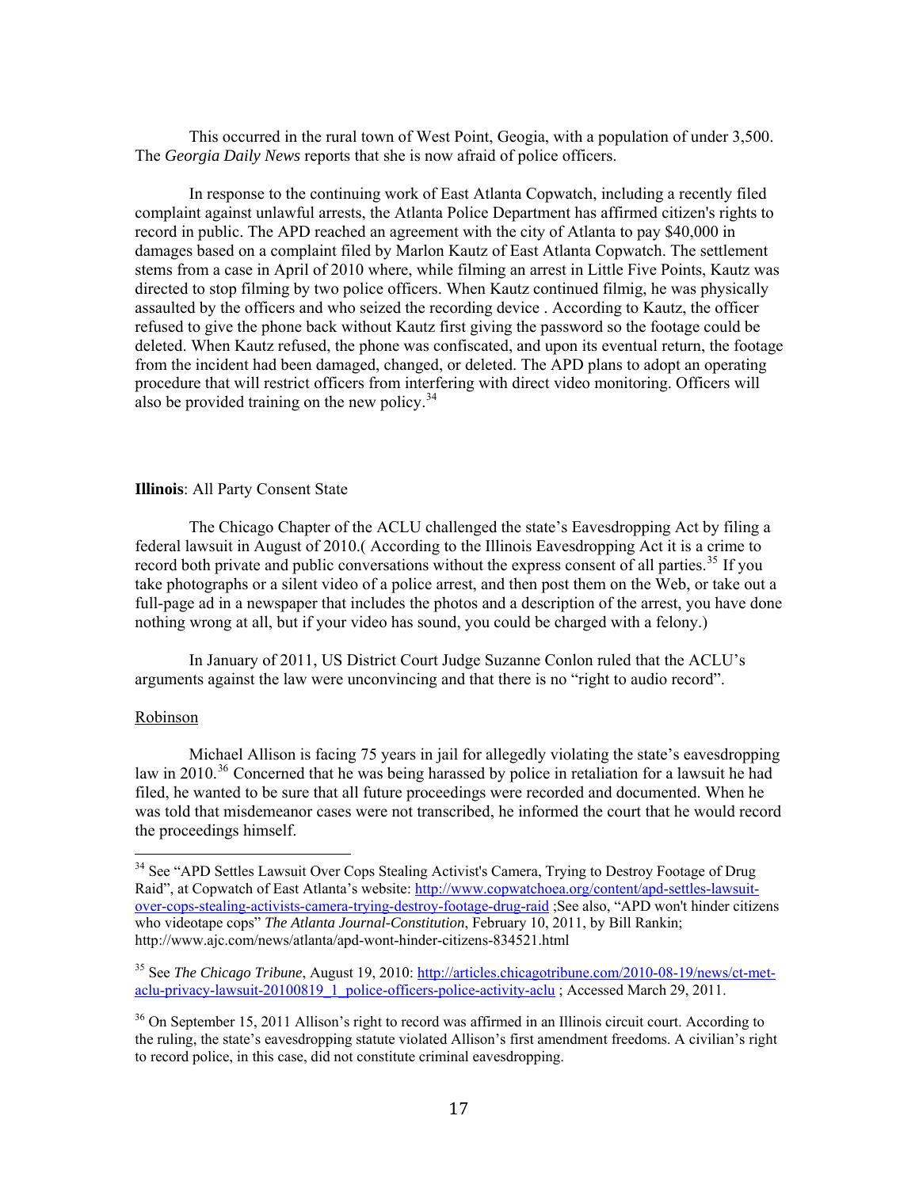This occurred in the rural town of West Point, Geogia, with a population of under 3,500. The *Georgia Daily News* reports that she is now afraid of police officers.

In response to the continuing work of East Atlanta Copwatch, including a recently filed complaint against unlawful arrests, the Atlanta Police Department has affirmed citizen's rights to record in public. The APD reached an agreement with the city of Atlanta to pay $40,000 in damages based on a complaint filed by Marlon Kautz of East Atlanta Copwatch. The settlement stems from a case in April of 2010 where, while filming an arrest in Little Five Points, Kautz was directed to stop filming by two police officers. When Kautz continued filmig, he was physically assaulted by the officers and who seized the recording device . According to Kautz, the officer refused to give the phone back without Kautz first giving the password so the footage could be deleted. When Kautz refused, the phone was confiscated, and upon its eventual return, the footage from the incident had been damaged, changed, or deleted. The APD plans to adopt an operating procedure that will restrict officers from interfering with direct video monitoring. Officers will also be provided training on the new policy.[34]

**Illinois**: All Party Consent State

The Chicago Chapter of the ACLU challenged the state's Eavesdropping Act by filing a federal lawsuit in August of 2010.( According to the Illinois Eavesdropping Act it is a crime to record both private and public conversations without the express consent of all parties.[35] If you take photographs or a silent video of a police arrest, and then post them on the Web, or take out a full-page ad in a newspaper that includes the photos and a description of the arrest, you have done nothing wrong at all, but if your video has sound, you could be charged with a felony.)

In January of 2011, US District Court Judge Suzanne Conlon ruled that the ACLU's arguments against the law were unconvincing and that there is no "right to audio record".

Robinson

Michael Allison is facing 75 years in jail for allegedly violating the state's eavesdropping law in 2010.[36] Concerned that he was being harassed by police in retaliation for a lawsuit he had filed, he wanted to be sure that all future proceedings were recorded and documented. When he was told that misdemeanor cases were not transcribed, he informed the court that he would record the proceedings himself.

---

[34] See "APD Settles Lawsuit Over Cops Stealing Activist's Camera, Trying to Destroy Footage of Drug Raid", at Copwatch of East Atlanta's website: http://www.copwatchoea.org/content/apd-settles-lawsuit-over-cops-stealing-activists-camera-trying-destroy-footage-drug-raid ;See also, "APD won't hinder citizens who videotape cops" *The Atlanta Journal-Constitution*, February 10, 2011, by Bill Rankin; http://www.ajc.com/news/atlanta/apd-wont-hinder-citizens-834521.html

[35] See *The Chicago Tribune*, August 19, 2010: http://articles.chicagotribune.com/2010-08-19/news/ct-met-aclu-privacy-lawsuit-20100819_1_police-officers-police-activity-aclu ; Accessed March 29, 2011.

[36] On September 15, 2011 Allison's right to record was affirmed in an Illinois circuit court. According to the ruling, the state's eavesdropping statute violated Allison's first amendment freedoms. A civilian's right to record police, in this case, did not constitute criminal eavesdropping.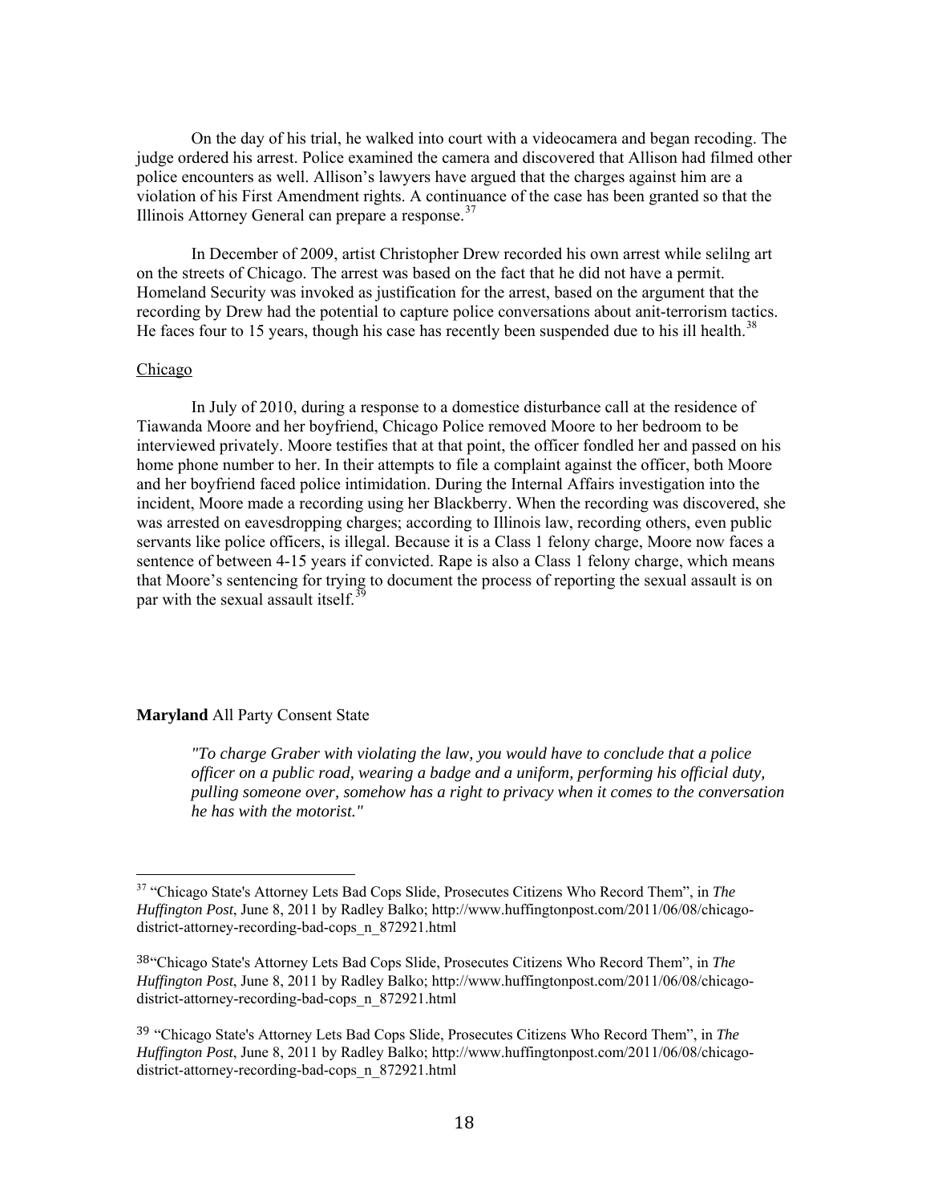On the day of his trial, he walked into court with a videocamera and began recoding. The judge ordered his arrest. Police examined the camera and discovered that Allison had filmed other police encounters as well. Allison's lawyers have argued that the charges against him are a violation of his First Amendment rights. A continuance of the case has been granted so that the Illinois Attorney General can prepare a response.[37]

In December of 2009, artist Christopher Drew recorded his own arrest while selilng art on the streets of Chicago. The arrest was based on the fact that he did not have a permit. Homeland Security was invoked as justification for the arrest, based on the argument that the recording by Drew had the potential to capture police conversations about anit-terrorism tactics. He faces four to 15 years, though his case has recently been suspended due to his ill health.[38]

Chicago

In July of 2010, during a response to a domestice disturbance call at the residence of Tiawanda Moore and her boyfriend, Chicago Police removed Moore to her bedroom to be interviewed privately. Moore testifies that at that point, the officer fondled her and passed on his home phone number to her. In their attempts to file a complaint against the officer, both Moore and her boyfriend faced police intimidation. During the Internal Affairs investigation into the incident, Moore made a recording using her Blackberry. When the recording was discovered, she was arrested on eavesdropping charges; according to Illinois law, recording others, even public servants like police officers, is illegal. Because it is a Class 1 felony charge, Moore now faces a sentence of between 4-15 years if convicted. Rape is also a Class 1 felony charge, which means that Moore's sentencing for trying to document the process of reporting the sexual assault is on par with the sexual assault itself.[39]

**Maryland** All Party Consent State

> *"To charge Graber with violating the law, you would have to conclude that a police officer on a public road, wearing a badge and a uniform, performing his official duty, pulling someone over, somehow has a right to privacy when it comes to the conversation he has with the motorist."*

---

[37] "Chicago State's Attorney Lets Bad Cops Slide, Prosecutes Citizens Who Record Them", in *The Huffington Post*, June 8, 2011 by Radley Balko; http://www.huffingtonpost.com/2011/06/08/chicago-district-attorney-recording-bad-cops_n_872921.html

[38] "Chicago State's Attorney Lets Bad Cops Slide, Prosecutes Citizens Who Record Them", in *The Huffington Post*, June 8, 2011 by Radley Balko; http://www.huffingtonpost.com/2011/06/08/chicago-district-attorney-recording-bad-cops_n_872921.html

[39] "Chicago State's Attorney Lets Bad Cops Slide, Prosecutes Citizens Who Record Them", in *The Huffington Post*, June 8, 2011 by Radley Balko; http://www.huffingtonpost.com/2011/06/08/chicago-district-attorney-recording-bad-cops_n_872921.html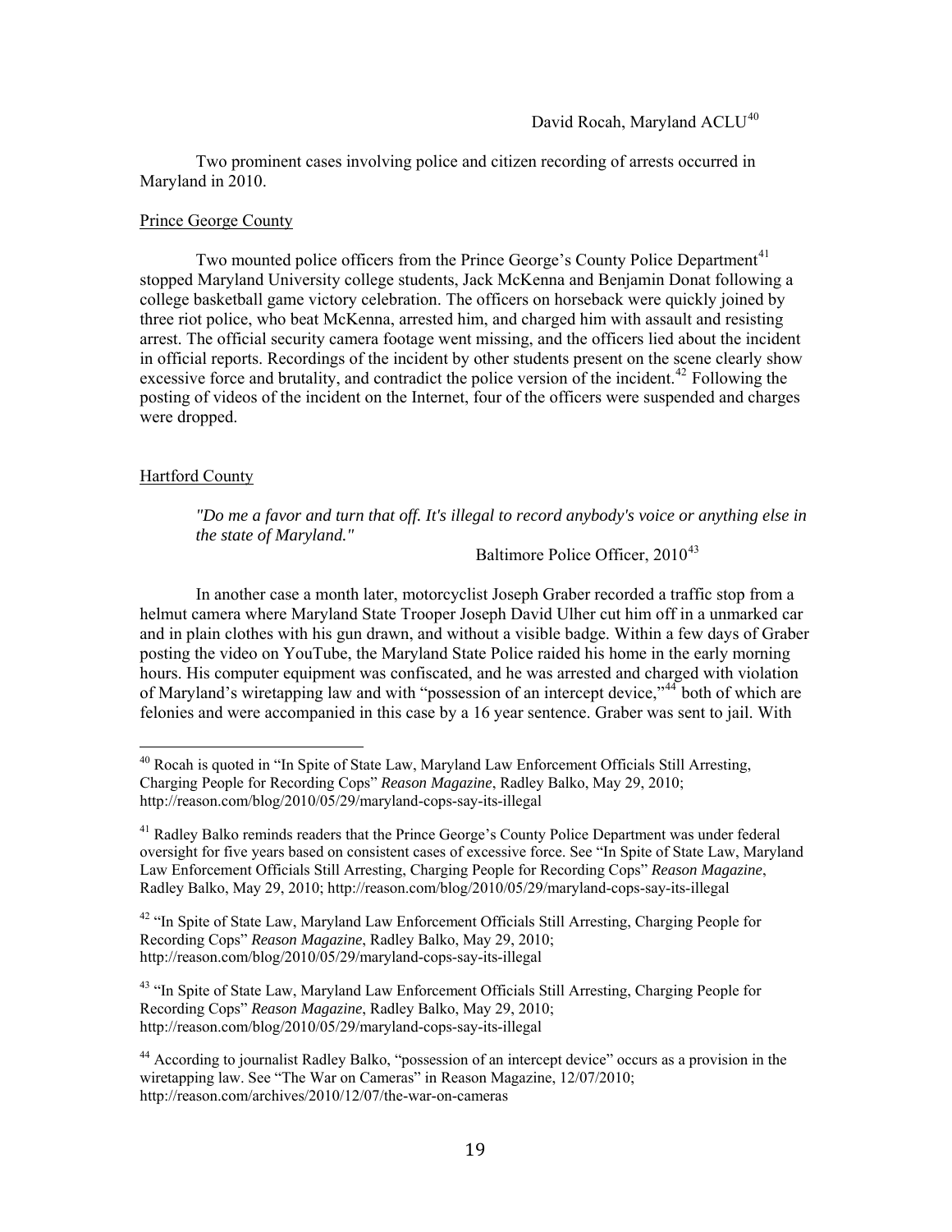David Rocah, Maryland ACLU[40]

Two prominent cases involving police and citizen recording of arrests occurred in Maryland in 2010.

Prince George County

Two mounted police officers from the Prince George's County Police Department[41] stopped Maryland University college students, Jack McKenna and Benjamin Donat following a college basketball game victory celebration. The officers on horseback were quickly joined by three riot police, who beat McKenna, arrested him, and charged him with assault and resisting arrest. The official security camera footage went missing, and the officers lied about the incident in official reports. Recordings of the incident by other students present on the scene clearly show excessive force and brutality, and contradict the police version of the incident.[42] Following the posting of videos of the incident on the Internet, four of the officers were suspended and charges were dropped.

Hartford County

> *"Do me a favor and turn that off. It's illegal to record anybody's voice or anything else in the state of Maryland."*
>
> Baltimore Police Officer, 2010[43]

In another case a month later, motorcyclist Joseph Graber recorded a traffic stop from a helmut camera where Maryland State Trooper Joseph David Ulher cut him off in a unmarked car and in plain clothes with his gun drawn, and without a visible badge. Within a few days of Graber posting the video on YouTube, the Maryland State Police raided his home in the early morning hours. His computer equipment was confiscated, and he was arrested and charged with violation of Maryland's wiretapping law and with "possession of an intercept device,"[44] both of which are felonies and were accompanied in this case by a 16 year sentence. Graber was sent to jail. With

---

[40] Rocah is quoted in "In Spite of State Law, Maryland Law Enforcement Officials Still Arresting, Charging People for Recording Cops" *Reason Magazine*, Radley Balko, May 29, 2010; http://reason.com/blog/2010/05/29/maryland-cops-say-its-illegal

[41] Radley Balko reminds readers that the Prince George's County Police Department was under federal oversight for five years based on consistent cases of excessive force. See "In Spite of State Law, Maryland Law Enforcement Officials Still Arresting, Charging People for Recording Cops" *Reason Magazine*, Radley Balko, May 29, 2010; http://reason.com/blog/2010/05/29/maryland-cops-say-its-illegal

[42] "In Spite of State Law, Maryland Law Enforcement Officials Still Arresting, Charging People for Recording Cops" *Reason Magazine*, Radley Balko, May 29, 2010; http://reason.com/blog/2010/05/29/maryland-cops-say-its-illegal

[43] "In Spite of State Law, Maryland Law Enforcement Officials Still Arresting, Charging People for Recording Cops" *Reason Magazine*, Radley Balko, May 29, 2010; http://reason.com/blog/2010/05/29/maryland-cops-say-its-illegal

[44] According to journalist Radley Balko, "possession of an intercept device" occurs as a provision in the wiretapping law. See "The War on Cameras" in Reason Magazine, 12/07/2010; http://reason.com/archives/2010/12/07/the-war-on-cameras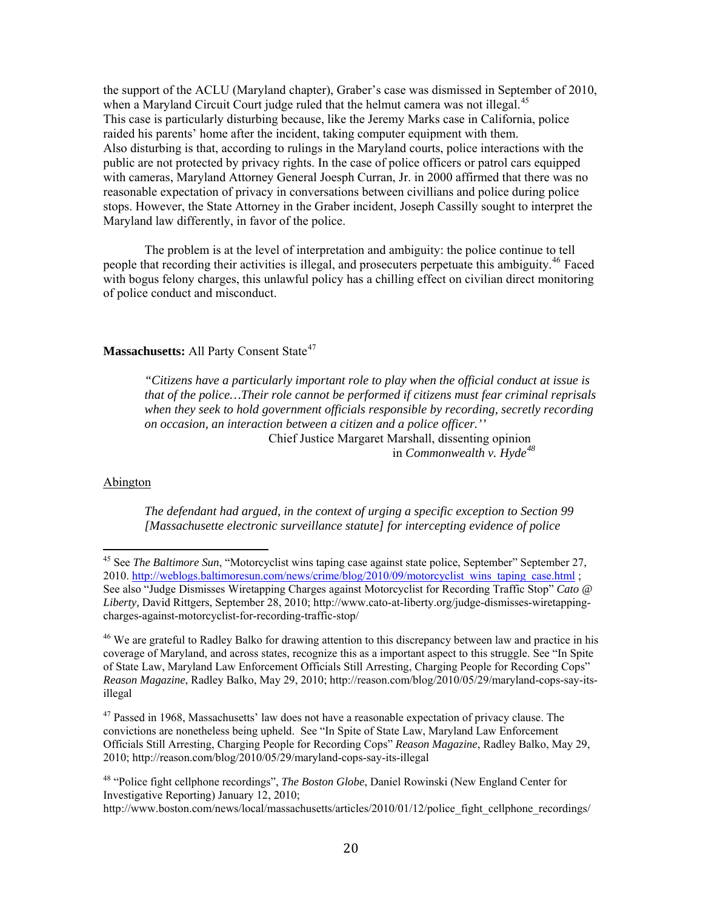the support of the ACLU (Maryland chapter), Graber's case was dismissed in September of 2010, when a Maryland Circuit Court judge ruled that the helmut camera was not illegal.[45] This case is particularly disturbing because, like the Jeremy Marks case in California, police raided his parents' home after the incident, taking computer equipment with them. Also disturbing is that, according to rulings in the Maryland courts, police interactions with the public are not protected by privacy rights. In the case of police officers or patrol cars equipped with cameras, Maryland Attorney General Joesph Curran, Jr. in 2000 affirmed that there was no reasonable expectation of privacy in conversations between civillians and police during police stops. However, the State Attorney in the Graber incident, Joseph Cassilly sought to interpret the Maryland law differently, in favor of the police.

The problem is at the level of interpretation and ambiguity: the police continue to tell people that recording their activities is illegal, and prosecuters perpetuate this ambiguity.[46] Faced with bogus felony charges, this unlawful policy has a chilling effect on civilian direct monitoring of police conduct and misconduct.

**Massachusetts:** All Party Consent State[47]

> *"Citizens have a particularly important role to play when the official conduct at issue is that of the police…Their role cannot be performed if citizens must fear criminal reprisals when they seek to hold government officials responsible by recording, secretly recording on occasion, an interaction between a citizen and a police officer.''*
>
> Chief Justice Margaret Marshall, dissenting opinion in *Commonwealth v. Hyde*[48]

Abington

> *The defendant had argued, in the context of urging a specific exception to Section 99 [Massachusette electronic surveillance statute] for intercepting evidence of police*

---

[45] See *The Baltimore Sun*, "Motorcyclist wins taping case against state police, September" September 27, 2010. http://weblogs.baltimoresun.com/news/crime/blog/2010/09/motorcyclist_wins_taping_case.html ; See also "Judge Dismisses Wiretapping Charges against Motorcyclist for Recording Traffic Stop" *Cato @ Liberty,* David Rittgers, September 28, 2010; http://www.cato-at-liberty.org/judge-dismisses-wiretapping-charges-against-motorcyclist-for-recording-traffic-stop/

[46] We are grateful to Radley Balko for drawing attention to this discrepancy between law and practice in his coverage of Maryland, and across states, recognize this as a important aspect to this struggle. See "In Spite of State Law, Maryland Law Enforcement Officials Still Arresting, Charging People for Recording Cops" *Reason Magazine*, Radley Balko, May 29, 2010; http://reason.com/blog/2010/05/29/maryland-cops-say-its-illegal

[47] Passed in 1968, Massachusetts' law does not have a reasonable expectation of privacy clause. The convictions are nonetheless being upheld. See "In Spite of State Law, Maryland Law Enforcement Officials Still Arresting, Charging People for Recording Cops" *Reason Magazine*, Radley Balko, May 29, 2010; http://reason.com/blog/2010/05/29/maryland-cops-say-its-illegal

[48] "Police fight cellphone recordings", *The Boston Globe*, Daniel Rowinski (New England Center for Investigative Reporting) January 12, 2010; http://www.boston.com/news/local/massachusetts/articles/2010/01/12/police_fight_cellphone_recordings/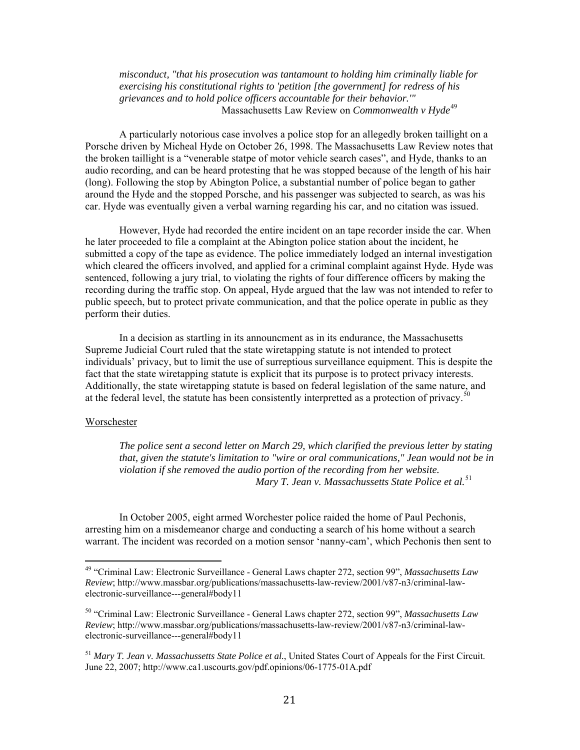*misconduct, "that his prosecution was tantamount to holding him criminally liable for exercising his constitutional rights to 'petition [the government] for redress of his grievances and to hold police officers accountable for their behavior.'"*
Massachusetts Law Review on *Commonwealth v Hyde*[49]

A particularly notorious case involves a police stop for an allegedly broken taillight on a Porsche driven by Micheal Hyde on October 26, 1998. The Massachusetts Law Review notes that the broken taillight is a "venerable statpe of motor vehicle search cases", and Hyde, thanks to an audio recording, and can be heard protesting that he was stopped because of the length of his hair (long). Following the stop by Abington Police, a substantial number of police began to gather around the Hyde and the stopped Porsche, and his passenger was subjected to search, as was his car. Hyde was eventually given a verbal warning regarding his car, and no citation was issued.

However, Hyde had recorded the entire incident on an tape recorder inside the car. When he later proceeded to file a complaint at the Abington police station about the incident, he submitted a copy of the tape as evidence. The police immediately lodged an internal investigation which cleared the officers involved, and applied for a criminal complaint against Hyde. Hyde was sentenced, following a jury trial, to violating the rights of four difference officers by making the recording during the traffic stop. On appeal, Hyde argued that the law was not intended to refer to public speech, but to protect private communication, and that the police operate in public as they perform their duties.

In a decision as startling in its announcment as in its endurance, the Massachusetts Supreme Judicial Court ruled that the state wiretapping statute is not intended to protect individuals' privacy, but to limit the use of surreptious surveillance equipment. This is despite the fact that the state wiretapping statute is explicit that its purpose is to protect privacy interests. Additionally, the state wiretapping statute is based on federal legislation of the same nature, and at the federal level, the statute has been consistently interpretted as a protection of privacy.[50]

## Worschester

*The police sent a second letter on March 29, which clarified the previous letter by stating that, given the statute's limitation to "wire or oral communications," Jean would not be in violation if she removed the audio portion of the recording from her website.*
*Mary T. Jean v. Massachussetts State Police et al.*[51]

In October 2005, eight armed Worchester police raided the home of Paul Pechonis, arresting him on a misdemeanor charge and conducting a search of his home without a search warrant. The incident was recorded on a motion sensor 'nanny-cam', which Pechonis then sent to

---

[49] "Criminal Law: Electronic Surveillance - General Laws chapter 272, section 99", *Massachusetts Law Review*; http://www.massbar.org/publications/massachusetts-law-review/2001/v87-n3/criminal-law-electronic-surveillance---general#body11

[50] "Criminal Law: Electronic Surveillance - General Laws chapter 272, section 99", *Massachusetts Law Review*; http://www.massbar.org/publications/massachusetts-law-review/2001/v87-n3/criminal-law-electronic-surveillance---general#body11

[51] *Mary T. Jean v. Massachussetts State Police et al.*, United States Court of Appeals for the First Circuit. June 22, 2007; http://www.ca1.uscourts.gov/pdf.opinions/06-1775-01A.pdf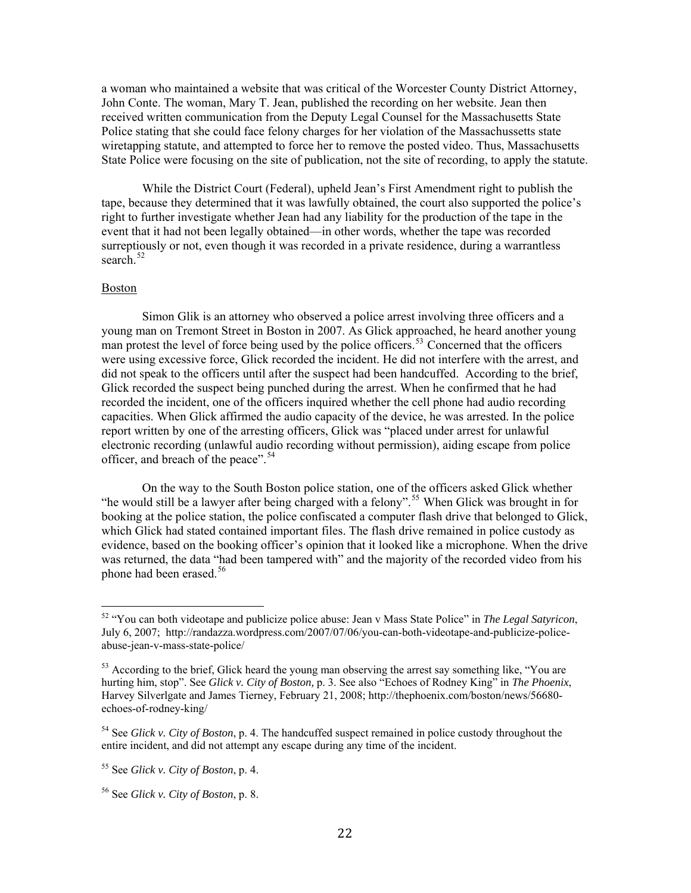a woman who maintained a website that was critical of the Worcester County District Attorney, John Conte. The woman, Mary T. Jean, published the recording on her website. Jean then received written communication from the Deputy Legal Counsel for the Massachusetts State Police stating that she could face felony charges for her violation of the Massachussetts state wiretapping statute, and attempted to force her to remove the posted video. Thus, Massachusetts State Police were focusing on the site of publication, not the site of recording, to apply the statute.

While the District Court (Federal), upheld Jean's First Amendment right to publish the tape, because they determined that it was lawfully obtained, the court also supported the police's right to further investigate whether Jean had any liability for the production of the tape in the event that it had not been legally obtained—in other words, whether the tape was recorded surreptiously or not, even though it was recorded in a private residence, during a warrantless search.[52]

Boston

Simon Glik is an attorney who observed a police arrest involving three officers and a young man on Tremont Street in Boston in 2007. As Glick approached, he heard another young man protest the level of force being used by the police officers.[53] Concerned that the officers were using excessive force, Glick recorded the incident. He did not interfere with the arrest, and did not speak to the officers until after the suspect had been handcuffed. According to the brief, Glick recorded the suspect being punched during the arrest. When he confirmed that he had recorded the incident, one of the officers inquired whether the cell phone had audio recording capacities. When Glick affirmed the audio capacity of the device, he was arrested. In the police report written by one of the arresting officers, Glick was "placed under arrest for unlawful electronic recording (unlawful audio recording without permission), aiding escape from police officer, and breach of the peace".[54]

On the way to the South Boston police station, one of the officers asked Glick whether "he would still be a lawyer after being charged with a felony".[55] When Glick was brought in for booking at the police station, the police confiscated a computer flash drive that belonged to Glick, which Glick had stated contained important files. The flash drive remained in police custody as evidence, based on the booking officer's opinion that it looked like a microphone. When the drive was returned, the data "had been tampered with" and the majority of the recorded video from his phone had been erased.[56]

---

[52] "You can both videotape and publicize police abuse: Jean v Mass State Police" in *The Legal Satyricon*, July 6, 2007; http://randazza.wordpress.com/2007/07/06/you-can-both-videotape-and-publicize-police-abuse-jean-v-mass-state-police/

[53] According to the brief, Glick heard the young man observing the arrest say something like, "You are hurting him, stop". See *Glick v. City of Boston,* p. 3. See also "Echoes of Rodney King" in *The Phoenix*, Harvey Silverlgate and James Tierney, February 21, 2008; http://thephoenix.com/boston/news/56680-echoes-of-rodney-king/

[54] See *Glick v. City of Boston*, p. 4. The handcuffed suspect remained in police custody throughout the entire incident, and did not attempt any escape during any time of the incident.

[55] See *Glick v. City of Boston*, p. 4.

[56] See *Glick v. City of Boston*, p. 8.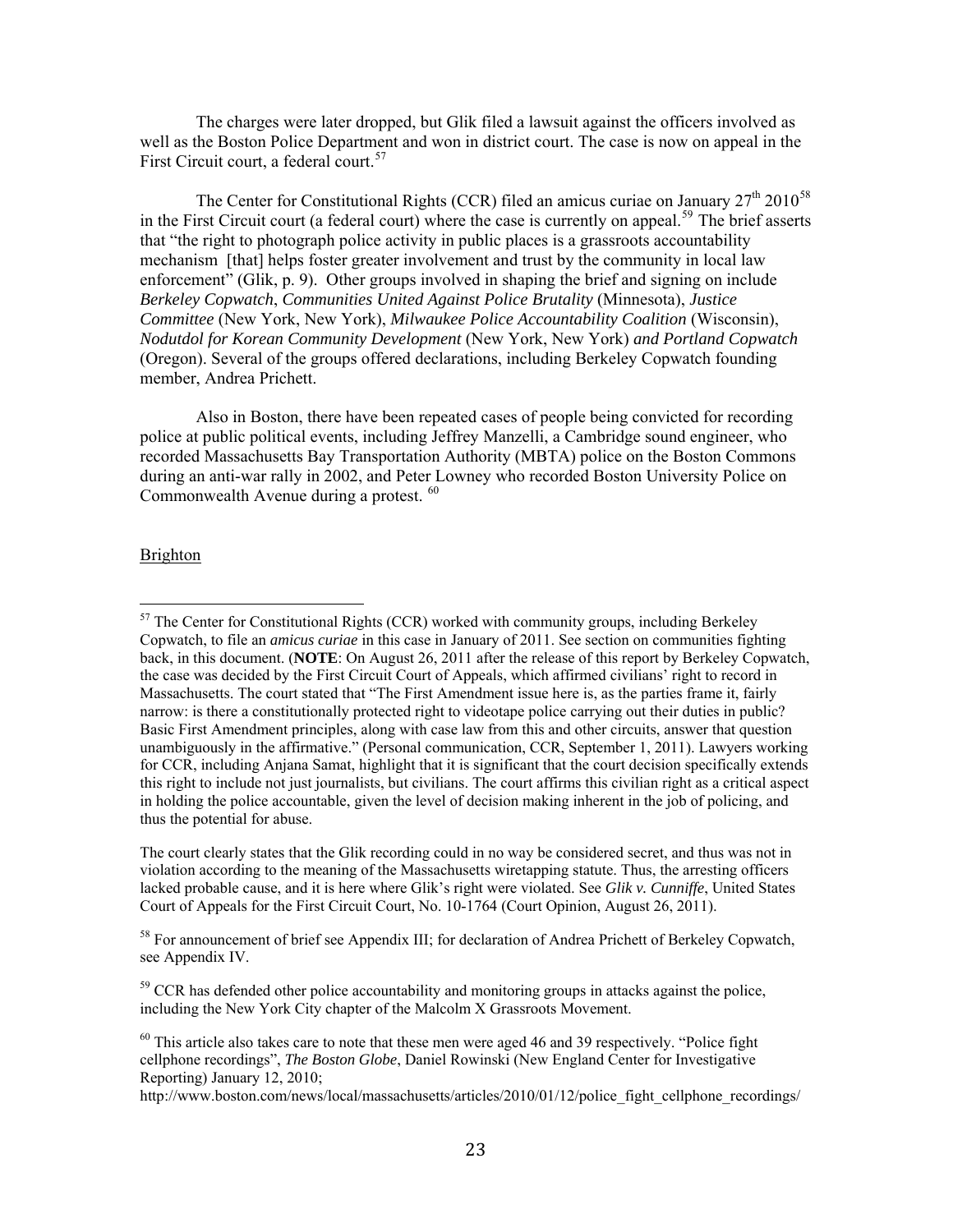The charges were later dropped, but Glik filed a lawsuit against the officers involved as well as the Boston Police Department and won in district court. The case is now on appeal in the First Circuit court, a federal court.[57]

The Center for Constitutional Rights (CCR) filed an amicus curiae on January 27th 2010[58] in the First Circuit court (a federal court) where the case is currently on appeal.[59] The brief asserts that "the right to photograph police activity in public places is a grassroots accountability mechanism [that] helps foster greater involvement and trust by the community in local law enforcement" (Glik, p. 9). Other groups involved in shaping the brief and signing on include *Berkeley Copwatch*, *Communities United Against Police Brutality* (Minnesota), *Justice Committee* (New York, New York), *Milwaukee Police Accountability Coalition* (Wisconsin), *Nodutdol for Korean Community Development* (New York, New York) *and Portland Copwatch* (Oregon). Several of the groups offered declarations, including Berkeley Copwatch founding member, Andrea Prichett.

Also in Boston, there have been repeated cases of people being convicted for recording police at public political events, including Jeffrey Manzelli, a Cambridge sound engineer, who recorded Massachusetts Bay Transportation Authority (MBTA) police on the Boston Commons during an anti-war rally in 2002, and Peter Lowney who recorded Boston University Police on Commonwealth Avenue during a protest. [60]

Brighton

---

[57] The Center for Constitutional Rights (CCR) worked with community groups, including Berkeley Copwatch, to file an *amicus curiae* in this case in January of 2011. See section on communities fighting back, in this document. (**NOTE**: On August 26, 2011 after the release of this report by Berkeley Copwatch, the case was decided by the First Circuit Court of Appeals, which affirmed civilians' right to record in Massachusetts. The court stated that "The First Amendment issue here is, as the parties frame it, fairly narrow: is there a constitutionally protected right to videotape police carrying out their duties in public? Basic First Amendment principles, along with case law from this and other circuits, answer that question unambiguously in the affirmative." (Personal communication, CCR, September 1, 2011). Lawyers working for CCR, including Anjana Samat, highlight that it is significant that the court decision specifically extends this right to include not just journalists, but civilians. The court affirms this civilian right as a critical aspect in holding the police accountable, given the level of decision making inherent in the job of policing, and thus the potential for abuse.

The court clearly states that the Glik recording could in no way be considered secret, and thus was not in violation according to the meaning of the Massachusetts wiretapping statute. Thus, the arresting officers lacked probable cause, and it is here where Glik's right were violated. See *Glik v. Cunniffe*, United States Court of Appeals for the First Circuit Court, No. 10-1764 (Court Opinion, August 26, 2011).

[58] For announcement of brief see Appendix III; for declaration of Andrea Prichett of Berkeley Copwatch, see Appendix IV.

[59] CCR has defended other police accountability and monitoring groups in attacks against the police, including the New York City chapter of the Malcolm X Grassroots Movement.

[60] This article also takes care to note that these men were aged 46 and 39 respectively. "Police fight cellphone recordings", *The Boston Globe*, Daniel Rowinski (New England Center for Investigative Reporting) January 12, 2010; http://www.boston.com/news/local/massachusetts/articles/2010/01/12/police_fight_cellphone_recordings/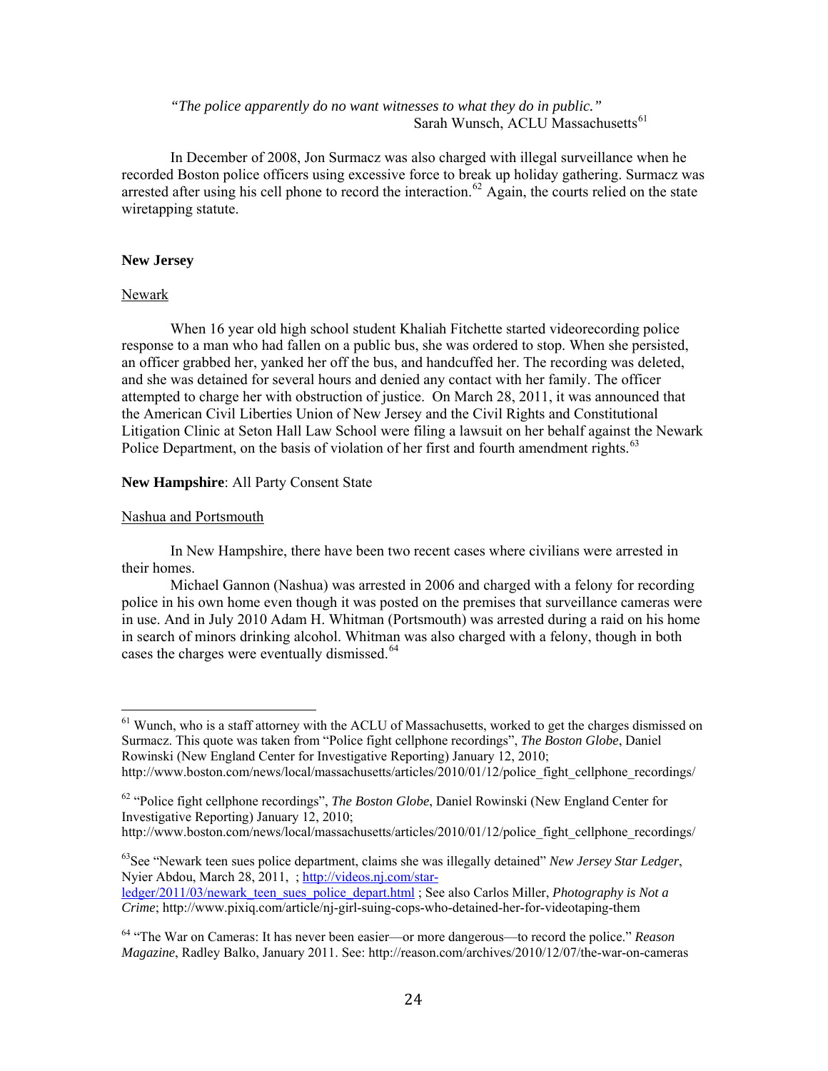> *"The police apparently do no want witnesses to what they do in public."*
> Sarah Wunsch, ACLU Massachusetts[61]

In December of 2008, Jon Surmacz was also charged with illegal surveillance when he recorded Boston police officers using excessive force to break up holiday gathering. Surmacz was arrested after using his cell phone to record the interaction.[62] Again, the courts relied on the state wiretapping statute.

**New Jersey**

Newark

When 16 year old high school student Khaliah Fitchette started videorecording police response to a man who had fallen on a public bus, she was ordered to stop. When she persisted, an officer grabbed her, yanked her off the bus, and handcuffed her. The recording was deleted, and she was detained for several hours and denied any contact with her family. The officer attempted to charge her with obstruction of justice. On March 28, 2011, it was announced that the American Civil Liberties Union of New Jersey and the Civil Rights and Constitutional Litigation Clinic at Seton Hall Law School were filing a lawsuit on her behalf against the Newark Police Department, on the basis of violation of her first and fourth amendment rights.[63]

**New Hampshire**: All Party Consent State

Nashua and Portsmouth

In New Hampshire, there have been two recent cases where civilians were arrested in their homes.

Michael Gannon (Nashua) was arrested in 2006 and charged with a felony for recording police in his own home even though it was posted on the premises that surveillance cameras were in use. And in July 2010 Adam H. Whitman (Portsmouth) was arrested during a raid on his home in search of minors drinking alcohol. Whitman was also charged with a felony, though in both cases the charges were eventually dismissed.[64]

---

[61] Wunch, who is a staff attorney with the ACLU of Massachusetts, worked to get the charges dismissed on Surmacz. This quote was taken from "Police fight cellphone recordings", *The Boston Globe*, Daniel Rowinski (New England Center for Investigative Reporting) January 12, 2010; http://www.boston.com/news/local/massachusetts/articles/2010/01/12/police_fight_cellphone_recordings/

[62] "Police fight cellphone recordings", *The Boston Globe*, Daniel Rowinski (New England Center for Investigative Reporting) January 12, 2010; http://www.boston.com/news/local/massachusetts/articles/2010/01/12/police_fight_cellphone_recordings/

[63] See "Newark teen sues police department, claims she was illegally detained" *New Jersey Star Ledger*, Nyier Abdou, March 28, 2011, ; http://videos.nj.com/star-ledger/2011/03/newark_teen_sues_police_depart.html ; See also Carlos Miller, *Photography is Not a Crime*; http://www.pixiq.com/article/nj-girl-suing-cops-who-detained-her-for-videotaping-them

[64] "The War on Cameras: It has never been easier—or more dangerous—to record the police." *Reason Magazine*, Radley Balko, January 2011. See: http://reason.com/archives/2010/12/07/the-war-on-cameras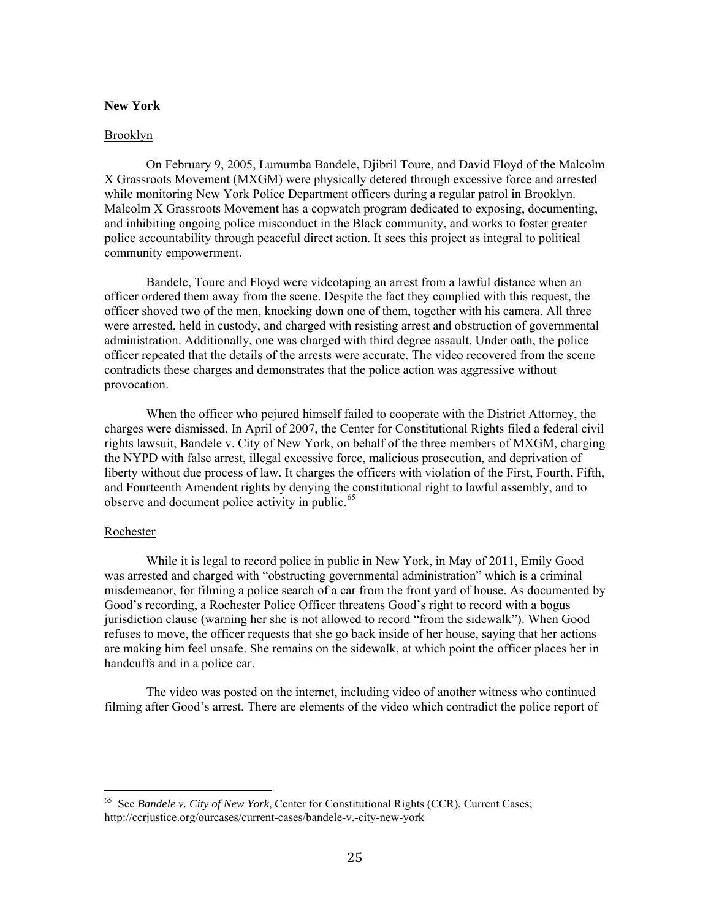**New York**

Brooklyn

On February 9, 2005, Lumumba Bandele, Djibril Toure, and David Floyd of the Malcolm X Grassroots Movement (MXGM) were physically detered through excessive force and arrested while monitoring New York Police Department officers during a regular patrol in Brooklyn. Malcolm X Grassroots Movement has a copwatch program dedicated to exposing, documenting, and inhibiting ongoing police misconduct in the Black community, and works to foster greater police accountability through peaceful direct action. It sees this project as integral to political community empowerment.

Bandele, Toure and Floyd were videotaping an arrest from a lawful distance when an officer ordered them away from the scene. Despite the fact they complied with this request, the officer shoved two of the men, knocking down one of them, together with his camera. All three were arrested, held in custody, and charged with resisting arrest and obstruction of governmental administration. Additionally, one was charged with third degree assault. Under oath, the police officer repeated that the details of the arrests were accurate. The video recovered from the scene contradicts these charges and demonstrates that the police action was aggressive without provocation.

When the officer who pejured himself failed to cooperate with the District Attorney, the charges were dismissed. In April of 2007, the Center for Constitutional Rights filed a federal civil rights lawsuit, Bandele v. City of New York, on behalf of the three members of MXGM, charging the NYPD with false arrest, illegal excessive force, malicious prosecution, and deprivation of liberty without due process of law. It charges the officers with violation of the First, Fourth, Fifth, and Fourteenth Amendent rights by denying the constitutional right to lawful assembly, and to observe and document police activity in public.[65]

Rochester

While it is legal to record police in public in New York, in May of 2011, Emily Good was arrested and charged with "obstructing governmental administration" which is a criminal misdemeanor, for filming a police search of a car from the front yard of house. As documented by Good's recording, a Rochester Police Officer threatens Good's right to record with a bogus jurisdiction clause (warning her she is not allowed to record "from the sidewalk"). When Good refuses to move, the officer requests that she go back inside of her house, saying that her actions are making him feel unsafe. She remains on the sidewalk, at which point the officer places her in handcuffs and in a police car.

The video was posted on the internet, including video of another witness who continued filming after Good's arrest. There are elements of the video which contradict the police report of

---

[65] See *Bandele v. City of New York*, Center for Constitutional Rights (CCR), Current Cases; http://ccrjustice.org/ourcases/current-cases/bandele-v.-city-new-york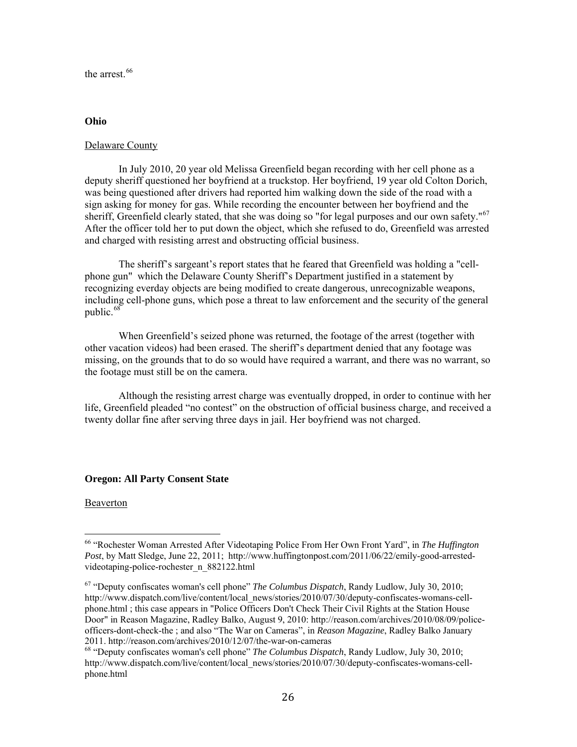the arrest.[66]

**Ohio**

Delaware County

In July 2010, 20 year old Melissa Greenfield began recording with her cell phone as a deputy sheriff questioned her boyfriend at a truckstop. Her boyfriend, 19 year old Colton Dorich, was being questioned after drivers had reported him walking down the side of the road with a sign asking for money for gas. While recording the encounter between her boyfriend and the sheriff, Greenfield clearly stated, that she was doing so "for legal purposes and our own safety."[67] After the officer told her to put down the object, which she refused to do, Greenfield was arrested and charged with resisting arrest and obstructing official business.

The sheriff's sargeant's report states that he feared that Greenfield was holding a "cell-phone gun" which the Delaware County Sheriff's Department justified in a statement by recognizing everday objects are being modified to create dangerous, unrecognizable weapons, including cell-phone guns, which pose a threat to law enforcement and the security of the general public.[68]

When Greenfield's seized phone was returned, the footage of the arrest (together with other vacation videos) had been erased. The sheriff's department denied that any footage was missing, on the grounds that to do so would have required a warrant, and there was no warrant, so the footage must still be on the camera.

Although the resisting arrest charge was eventually dropped, in order to continue with her life, Greenfield pleaded "no contest" on the obstruction of official business charge, and received a twenty dollar fine after serving three days in jail. Her boyfriend was not charged.

**Oregon: All Party Consent State**

Beaverton

---

[66] "Rochester Woman Arrested After Videotaping Police From Her Own Front Yard", in *The Huffington Post*, by Matt Sledge, June 22, 2011; http://www.huffingtonpost.com/2011/06/22/emily-good-arrested-videotaping-police-rochester_n_882122.html

[67] "Deputy confiscates woman's cell phone" *The Columbus Dispatch*, Randy Ludlow, July 30, 2010; http://www.dispatch.com/live/content/local_news/stories/2010/07/30/deputy-confiscates-womans-cell-phone.html ; this case appears in "Police Officers Don't Check Their Civil Rights at the Station House Door" in Reason Magazine, Radley Balko, August 9, 2010: http://reason.com/archives/2010/08/09/police-officers-dont-check-the ; and also "The War on Cameras", in *Reason Magazine*, Radley Balko January 2011. http://reason.com/archives/2010/12/07/the-war-on-cameras

[68] "Deputy confiscates woman's cell phone" *The Columbus Dispatch*, Randy Ludlow, July 30, 2010; http://www.dispatch.com/live/content/local_news/stories/2010/07/30/deputy-confiscates-womans-cell-phone.html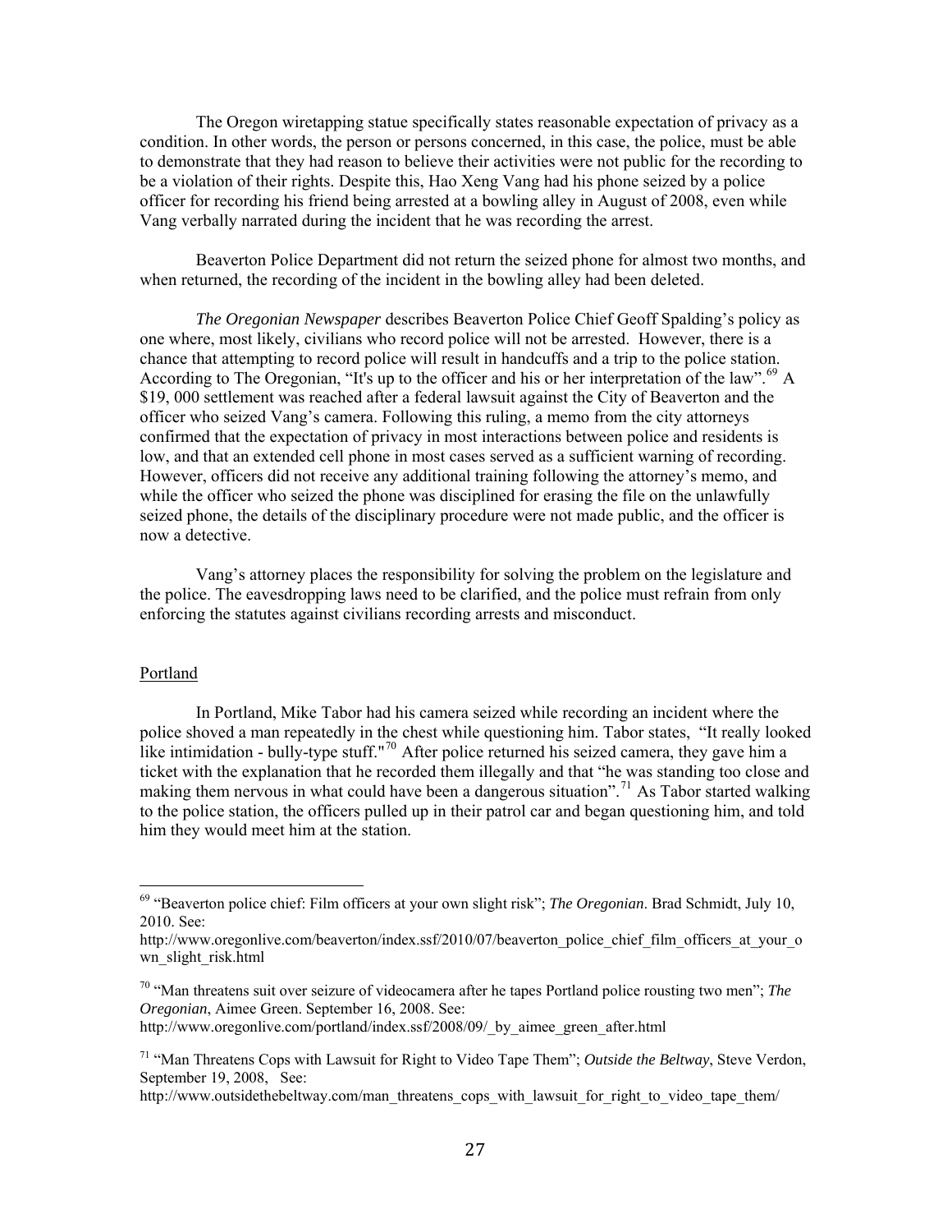The Oregon wiretapping statue specifically states reasonable expectation of privacy as a condition. In other words, the person or persons concerned, in this case, the police, must be able to demonstrate that they had reason to believe their activities were not public for the recording to be a violation of their rights. Despite this, Hao Xeng Vang had his phone seized by a police officer for recording his friend being arrested at a bowling alley in August of 2008, even while Vang verbally narrated during the incident that he was recording the arrest.

Beaverton Police Department did not return the seized phone for almost two months, and when returned, the recording of the incident in the bowling alley had been deleted.

*The Oregonian Newspaper* describes Beaverton Police Chief Geoff Spalding's policy as one where, most likely, civilians who record police will not be arrested. However, there is a chance that attempting to record police will result in handcuffs and a trip to the police station. According to The Oregonian, "It's up to the officer and his or her interpretation of the law".[69] A $19, 000 settlement was reached after a federal lawsuit against the City of Beaverton and the officer who seized Vang's camera. Following this ruling, a memo from the city attorneys confirmed that the expectation of privacy in most interactions between police and residents is low, and that an extended cell phone in most cases served as a sufficient warning of recording. However, officers did not receive any additional training following the attorney's memo, and while the officer who seized the phone was disciplined for erasing the file on the unlawfully seized phone, the details of the disciplinary procedure were not made public, and the officer is now a detective.

Vang's attorney places the responsibility for solving the problem on the legislature and the police. The eavesdropping laws need to be clarified, and the police must refrain from only enforcing the statutes against civilians recording arrests and misconduct.

### Portland

In Portland, Mike Tabor had his camera seized while recording an incident where the police shoved a man repeatedly in the chest while questioning him. Tabor states, "It really looked like intimidation - bully-type stuff."[70] After police returned his seized camera, they gave him a ticket with the explanation that he recorded them illegally and that "he was standing too close and making them nervous in what could have been a dangerous situation".[71] As Tabor started walking to the police station, the officers pulled up in their patrol car and began questioning him, and told him they would meet him at the station.

---

[69] "Beaverton police chief: Film officers at your own slight risk"; *The Oregonian*. Brad Schmidt, July 10, 2010. See: http://www.oregonlive.com/beaverton/index.ssf/2010/07/beaverton_police_chief_film_officers_at_your_own_slight_risk.html

[70] "Man threatens suit over seizure of videocamera after he tapes Portland police rousting two men"; *The Oregonian*, Aimee Green. September 16, 2008. See: http://www.oregonlive.com/portland/index.ssf/2008/09/_by_aimee_green_after.html

[71] "Man Threatens Cops with Lawsuit for Right to Video Tape Them"; *Outside the Beltway*, Steve Verdon, September 19, 2008, See: http://www.outsidethebeltway.com/man_threatens_cops_with_lawsuit_for_right_to_video_tape_them/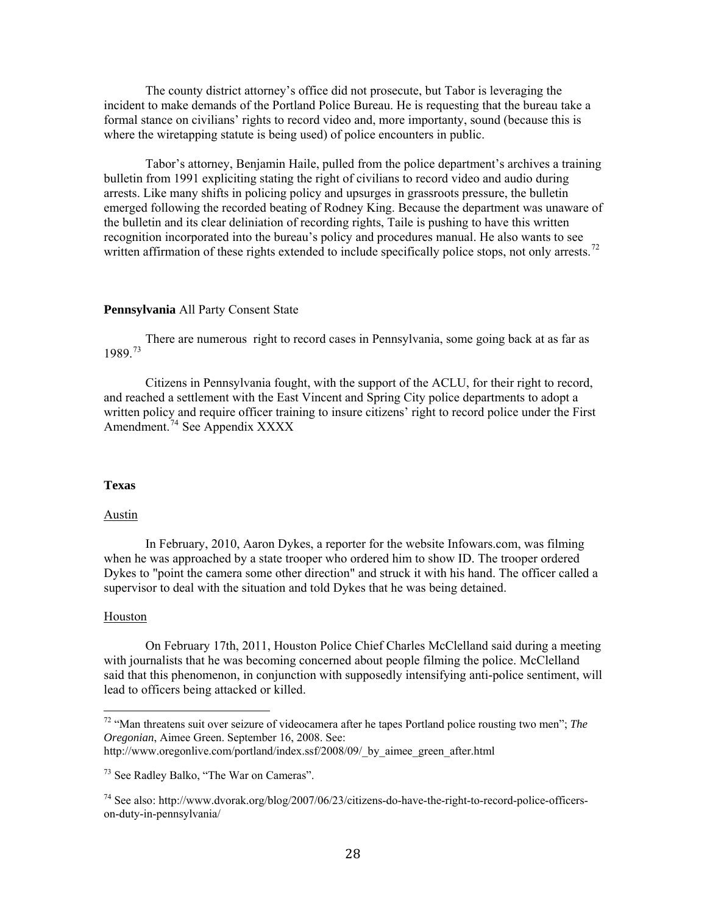The county district attorney's office did not prosecute, but Tabor is leveraging the incident to make demands of the Portland Police Bureau. He is requesting that the bureau take a formal stance on civilians' rights to record video and, more importanty, sound (because this is where the wiretapping statute is being used) of police encounters in public.

Tabor's attorney, Benjamin Haile, pulled from the police department's archives a training bulletin from 1991 expliciting stating the right of civilians to record video and audio during arrests. Like many shifts in policing policy and upsurges in grassroots pressure, the bulletin emerged following the recorded beating of Rodney King. Because the department was unaware of the bulletin and its clear deliniation of recording rights, Taile is pushing to have this written recognition incorporated into the bureau's policy and procedures manual. He also wants to see written affirmation of these rights extended to include specifically police stops, not only arrests.[72]

**Pennsylvania** All Party Consent State

There are numerous right to record cases in Pennsylvania, some going back at as far as 1989.[73]

Citizens in Pennsylvania fought, with the support of the ACLU, for their right to record, and reached a settlement with the East Vincent and Spring City police departments to adopt a written policy and require officer training to insure citizens' right to record police under the First Amendment.[74] See Appendix XXXX

**Texas**

Austin

In February, 2010, Aaron Dykes, a reporter for the website Infowars.com, was filming when he was approached by a state trooper who ordered him to show ID. The trooper ordered Dykes to "point the camera some other direction" and struck it with his hand. The officer called a supervisor to deal with the situation and told Dykes that he was being detained.

Houston

On February 17th, 2011, Houston Police Chief Charles McClelland said during a meeting with journalists that he was becoming concerned about people filming the police. McClelland said that this phenomenon, in conjunction with supposedly intensifying anti-police sentiment, will lead to officers being attacked or killed.

---

[72] "Man threatens suit over seizure of videocamera after he tapes Portland police rousting two men"; *The Oregonian*, Aimee Green. September 16, 2008. See: http://www.oregonlive.com/portland/index.ssf/2008/09/_by_aimee_green_after.html

[73] See Radley Balko, "The War on Cameras".

[74] See also: http://www.dvorak.org/blog/2007/06/23/citizens-do-have-the-right-to-record-police-officers-on-duty-in-pennsylvania/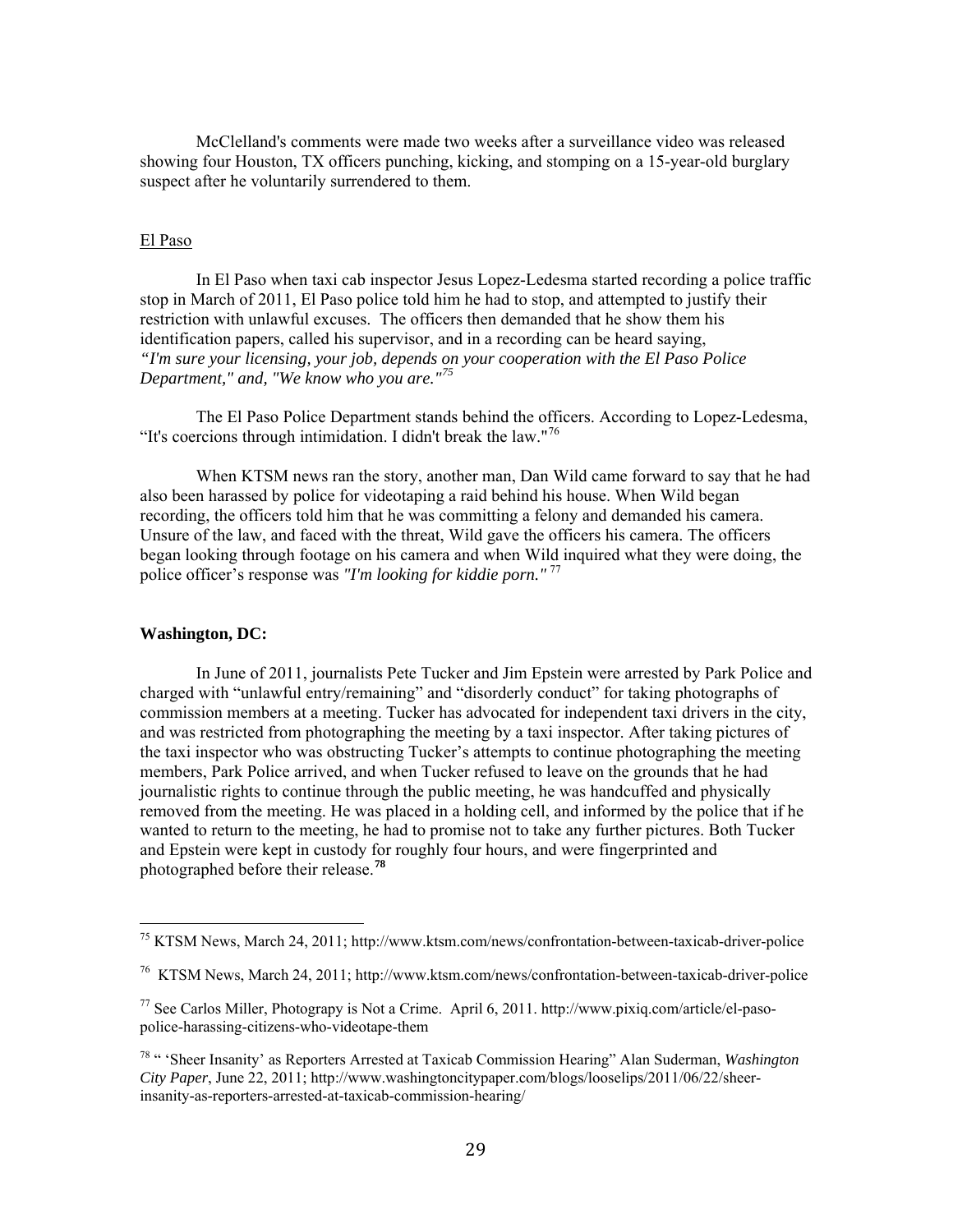McClelland's comments were made two weeks after a surveillance video was released showing four Houston, TX officers punching, kicking, and stomping on a 15-year-old burglary suspect after he voluntarily surrendered to them.

### El Paso

In El Paso when taxi cab inspector Jesus Lopez-Ledesma started recording a police traffic stop in March of 2011, El Paso police told him he had to stop, and attempted to justify their restriction with unlawful excuses. The officers then demanded that he show them his identification papers, called his supervisor, and in a recording can be heard saying, *"I'm sure your licensing, your job, depends on your cooperation with the El Paso Police Department," and, "We know who you are."*[75]

The El Paso Police Department stands behind the officers. According to Lopez-Ledesma, "It's coercions through intimidation. I didn't break the law."[76]

When KTSM news ran the story, another man, Dan Wild came forward to say that he had also been harassed by police for videotaping a raid behind his house. When Wild began recording, the officers told him that he was committing a felony and demanded his camera. Unsure of the law, and faced with the threat, Wild gave the officers his camera. The officers began looking through footage on his camera and when Wild inquired what they were doing, the police officer's response was *"I'm looking for kiddie porn."*[77]

### Washington, DC:

In June of 2011, journalists Pete Tucker and Jim Epstein were arrested by Park Police and charged with "unlawful entry/remaining" and "disorderly conduct" for taking photographs of commission members at a meeting. Tucker has advocated for independent taxi drivers in the city, and was restricted from photographing the meeting by a taxi inspector. After taking pictures of the taxi inspector who was obstructing Tucker's attempts to continue photographing the meeting members, Park Police arrived, and when Tucker refused to leave on the grounds that he had journalistic rights to continue through the public meeting, he was handcuffed and physically removed from the meeting. He was placed in a holding cell, and informed by the police that if he wanted to return to the meeting, he had to promise not to take any further pictures. Both Tucker and Epstein were kept in custody for roughly four hours, and were fingerprinted and photographed before their release.[78]

---

[75] KTSM News, March 24, 2011; http://www.ktsm.com/news/confrontation-between-taxicab-driver-police

[76] KTSM News, March 24, 2011; http://www.ktsm.com/news/confrontation-between-taxicab-driver-police

[77] See Carlos Miller, Photograpy is Not a Crime. April 6, 2011. http://www.pixiq.com/article/el-paso-police-harassing-citizens-who-videotape-them

[78] " 'Sheer Insanity' as Reporters Arrested at Taxicab Commission Hearing" Alan Suderman, *Washington City Paper*, June 22, 2011; http://www.washingtoncitypaper.com/blogs/looselips/2011/06/22/sheer-insanity-as-reporters-arrested-at-taxicab-commission-hearing/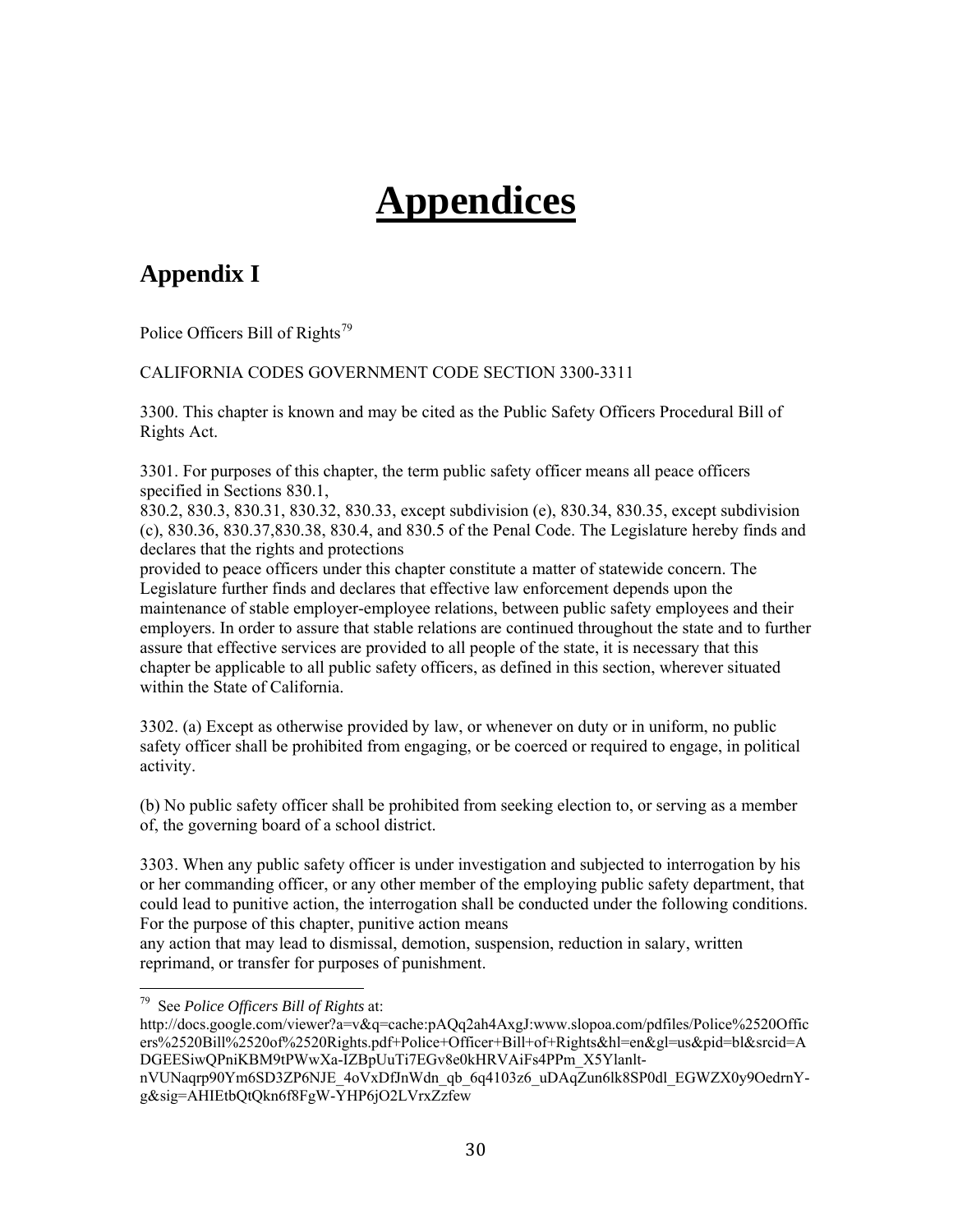# Appendices

## Appendix I

Police Officers Bill of Rights[79]

CALIFORNIA CODES GOVERNMENT CODE SECTION 3300-3311

3300. This chapter is known and may be cited as the Public Safety Officers Procedural Bill of Rights Act.

3301. For purposes of this chapter, the term public safety officer means all peace officers specified in Sections 830.1, 830.2, 830.3, 830.31, 830.32, 830.33, except subdivision (e), 830.34, 830.35, except subdivision (c), 830.36, 830.37,830.38, 830.4, and 830.5 of the Penal Code. The Legislature hereby finds and declares that the rights and protections provided to peace officers under this chapter constitute a matter of statewide concern. The Legislature further finds and declares that effective law enforcement depends upon the maintenance of stable employer-employee relations, between public safety employees and their employers. In order to assure that stable relations are continued throughout the state and to further assure that effective services are provided to all people of the state, it is necessary that this chapter be applicable to all public safety officers, as defined in this section, wherever situated within the State of California.

3302. (a) Except as otherwise provided by law, or whenever on duty or in uniform, no public safety officer shall be prohibited from engaging, or be coerced or required to engage, in political activity.

(b) No public safety officer shall be prohibited from seeking election to, or serving as a member of, the governing board of a school district.

3303. When any public safety officer is under investigation and subjected to interrogation by his or her commanding officer, or any other member of the employing public safety department, that could lead to punitive action, the interrogation shall be conducted under the following conditions. For the purpose of this chapter, punitive action means any action that may lead to dismissal, demotion, suspension, reduction in salary, written reprimand, or transfer for purposes of punishment.

---

[79] See *Police Officers Bill of Rights* at: http://docs.google.com/viewer?a=v&q=cache:pAQq2ah4AxgJ:www.slopoa.com/pdfiles/Police%2520Officers%2520Bill%2520of%2520Rights.pdf+Police+Officer+Bill+of+Rights&hl=en&gl=us&pid=bl&srcid=ADGEESiwQPniKBM9tPWwXa-IZBpUuTi7EGv8e0kHRVAiFs4PPm_X5Ylanlt-nVUNaqrp90Ym6SD3ZP6NJE_4oVxDfJnWdn_qb_6q4103z6_uDAqZun6lk8SP0dl_EGWZX0y9OedrnY-g&sig=AHIEtbQtQkn6f8FgW-YHP6jO2LVrxZzfew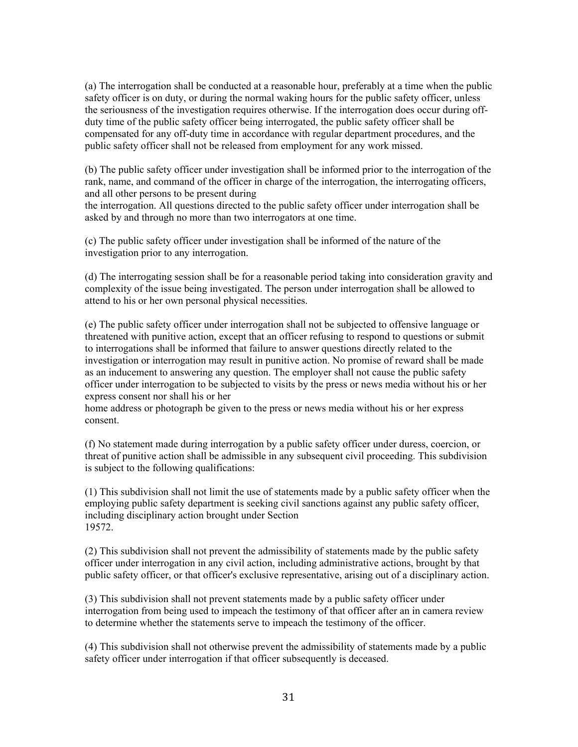(a) The interrogation shall be conducted at a reasonable hour, preferably at a time when the public safety officer is on duty, or during the normal waking hours for the public safety officer, unless the seriousness of the investigation requires otherwise. If the interrogation does occur during off-duty time of the public safety officer being interrogated, the public safety officer shall be compensated for any off-duty time in accordance with regular department procedures, and the public safety officer shall not be released from employment for any work missed.

(b) The public safety officer under investigation shall be informed prior to the interrogation of the rank, name, and command of the officer in charge of the interrogation, the interrogating officers, and all other persons to be present during the interrogation. All questions directed to the public safety officer under interrogation shall be asked by and through no more than two interrogators at one time.

(c) The public safety officer under investigation shall be informed of the nature of the investigation prior to any interrogation.

(d) The interrogating session shall be for a reasonable period taking into consideration gravity and complexity of the issue being investigated. The person under interrogation shall be allowed to attend to his or her own personal physical necessities.

(e) The public safety officer under interrogation shall not be subjected to offensive language or threatened with punitive action, except that an officer refusing to respond to questions or submit to interrogations shall be informed that failure to answer questions directly related to the investigation or interrogation may result in punitive action. No promise of reward shall be made as an inducement to answering any question. The employer shall not cause the public safety officer under interrogation to be subjected to visits by the press or news media without his or her express consent nor shall his or her home address or photograph be given to the press or news media without his or her express consent.

(f) No statement made during interrogation by a public safety officer under duress, coercion, or threat of punitive action shall be admissible in any subsequent civil proceeding. This subdivision is subject to the following qualifications:

(1) This subdivision shall not limit the use of statements made by a public safety officer when the employing public safety department is seeking civil sanctions against any public safety officer, including disciplinary action brought under Section 19572.

(2) This subdivision shall not prevent the admissibility of statements made by the public safety officer under interrogation in any civil action, including administrative actions, brought by that public safety officer, or that officer's exclusive representative, arising out of a disciplinary action.

(3) This subdivision shall not prevent statements made by a public safety officer under interrogation from being used to impeach the testimony of that officer after an in camera review to determine whether the statements serve to impeach the testimony of the officer.

(4) This subdivision shall not otherwise prevent the admissibility of statements made by a public safety officer under interrogation if that officer subsequently is deceased.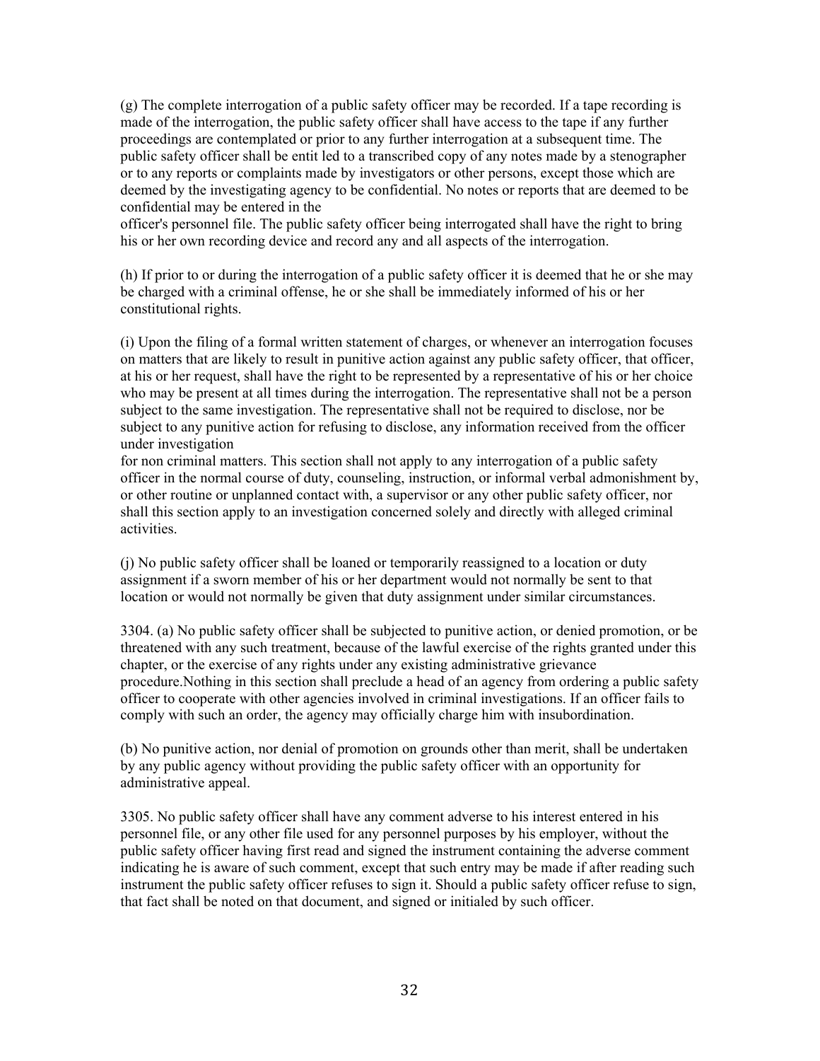(g) The complete interrogation of a public safety officer may be recorded. If a tape recording is made of the interrogation, the public safety officer shall have access to the tape if any further proceedings are contemplated or prior to any further interrogation at a subsequent time. The public safety officer shall be entit led to a transcribed copy of any notes made by a stenographer or to any reports or complaints made by investigators or other persons, except those which are deemed by the investigating agency to be confidential. No notes or reports that are deemed to be confidential may be entered in the officer's personnel file. The public safety officer being interrogated shall have the right to bring his or her own recording device and record any and all aspects of the interrogation.

(h) If prior to or during the interrogation of a public safety officer it is deemed that he or she may be charged with a criminal offense, he or she shall be immediately informed of his or her constitutional rights.

(i) Upon the filing of a formal written statement of charges, or whenever an interrogation focuses on matters that are likely to result in punitive action against any public safety officer, that officer, at his or her request, shall have the right to be represented by a representative of his or her choice who may be present at all times during the interrogation. The representative shall not be a person subject to the same investigation. The representative shall not be required to disclose, nor be subject to any punitive action for refusing to disclose, any information received from the officer under investigation for non criminal matters. This section shall not apply to any interrogation of a public safety officer in the normal course of duty, counseling, instruction, or informal verbal admonishment by, or other routine or unplanned contact with, a supervisor or any other public safety officer, nor shall this section apply to an investigation concerned solely and directly with alleged criminal activities.

(j) No public safety officer shall be loaned or temporarily reassigned to a location or duty assignment if a sworn member of his or her department would not normally be sent to that location or would not normally be given that duty assignment under similar circumstances.

3304. (a) No public safety officer shall be subjected to punitive action, or denied promotion, or be threatened with any such treatment, because of the lawful exercise of the rights granted under this chapter, or the exercise of any rights under any existing administrative grievance procedure.Nothing in this section shall preclude a head of an agency from ordering a public safety officer to cooperate with other agencies involved in criminal investigations. If an officer fails to comply with such an order, the agency may officially charge him with insubordination.

(b) No punitive action, nor denial of promotion on grounds other than merit, shall be undertaken by any public agency without providing the public safety officer with an opportunity for administrative appeal.

3305. No public safety officer shall have any comment adverse to his interest entered in his personnel file, or any other file used for any personnel purposes by his employer, without the public safety officer having first read and signed the instrument containing the adverse comment indicating he is aware of such comment, except that such entry may be made if after reading such instrument the public safety officer refuses to sign it. Should a public safety officer refuse to sign, that fact shall be noted on that document, and signed or initialed by such officer.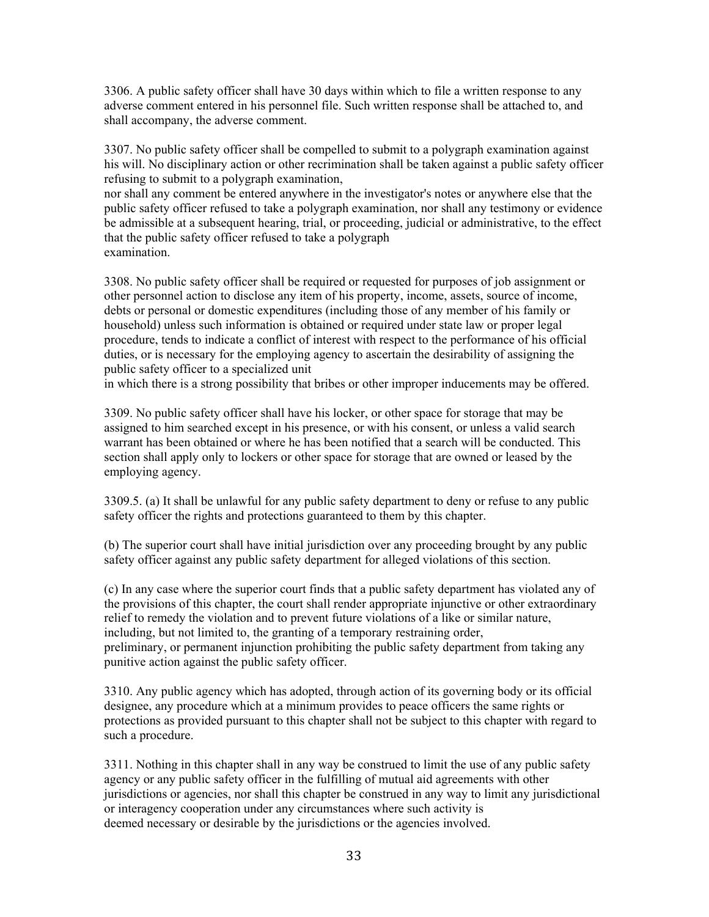3306. A public safety officer shall have 30 days within which to file a written response to any adverse comment entered in his personnel file. Such written response shall be attached to, and shall accompany, the adverse comment.

3307. No public safety officer shall be compelled to submit to a polygraph examination against his will. No disciplinary action or other recrimination shall be taken against a public safety officer refusing to submit to a polygraph examination,
nor shall any comment be entered anywhere in the investigator's notes or anywhere else that the public safety officer refused to take a polygraph examination, nor shall any testimony or evidence be admissible at a subsequent hearing, trial, or proceeding, judicial or administrative, to the effect that the public safety officer refused to take a polygraph
examination.

3308. No public safety officer shall be required or requested for purposes of job assignment or other personnel action to disclose any item of his property, income, assets, source of income, debts or personal or domestic expenditures (including those of any member of his family or household) unless such information is obtained or required under state law or proper legal procedure, tends to indicate a conflict of interest with respect to the performance of his official duties, or is necessary for the employing agency to ascertain the desirability of assigning the public safety officer to a specialized unit
in which there is a strong possibility that bribes or other improper inducements may be offered.

3309. No public safety officer shall have his locker, or other space for storage that may be assigned to him searched except in his presence, or with his consent, or unless a valid search warrant has been obtained or where he has been notified that a search will be conducted. This section shall apply only to lockers or other space for storage that are owned or leased by the employing agency.

3309.5. (a) It shall be unlawful for any public safety department to deny or refuse to any public safety officer the rights and protections guaranteed to them by this chapter.

(b) The superior court shall have initial jurisdiction over any proceeding brought by any public safety officer against any public safety department for alleged violations of this section.

(c) In any case where the superior court finds that a public safety department has violated any of the provisions of this chapter, the court shall render appropriate injunctive or other extraordinary relief to remedy the violation and to prevent future violations of a like or similar nature, including, but not limited to, the granting of a temporary restraining order,
preliminary, or permanent injunction prohibiting the public safety department from taking any punitive action against the public safety officer.

3310. Any public agency which has adopted, through action of its governing body or its official designee, any procedure which at a minimum provides to peace officers the same rights or protections as provided pursuant to this chapter shall not be subject to this chapter with regard to such a procedure.

3311. Nothing in this chapter shall in any way be construed to limit the use of any public safety agency or any public safety officer in the fulfilling of mutual aid agreements with other jurisdictions or agencies, nor shall this chapter be construed in any way to limit any jurisdictional or interagency cooperation under any circumstances where such activity is
deemed necessary or desirable by the jurisdictions or the agencies involved.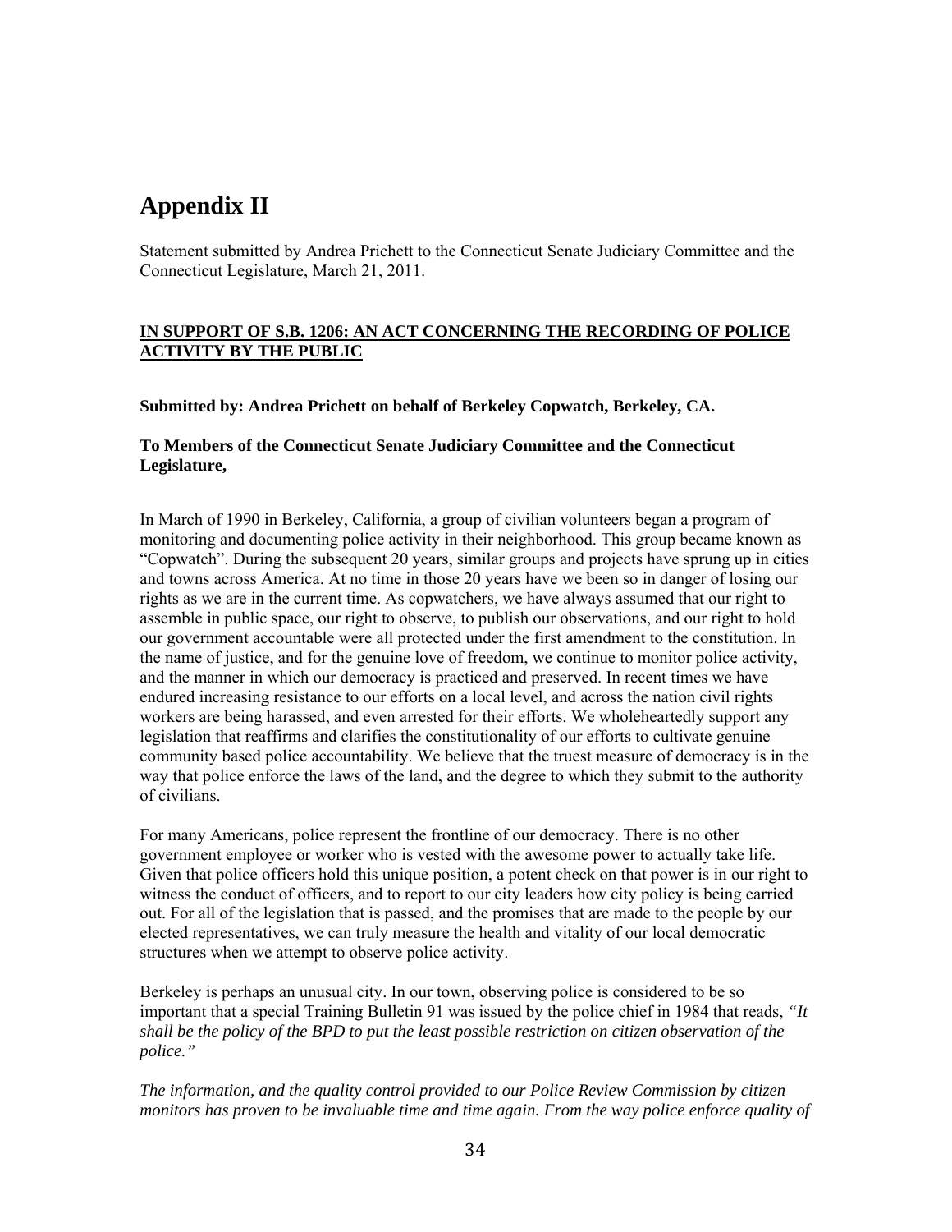# Appendix II

Statement submitted by Andrea Prichett to the Connecticut Senate Judiciary Committee and the Connecticut Legislature, March 21, 2011.

**IN SUPPORT OF S.B. 1206: AN ACT CONCERNING THE RECORDING OF POLICE ACTIVITY BY THE PUBLIC**

**Submitted by: Andrea Prichett on behalf of Berkeley Copwatch, Berkeley, CA.**

**To Members of the Connecticut Senate Judiciary Committee and the Connecticut Legislature,**

In March of 1990 in Berkeley, California, a group of civilian volunteers began a program of monitoring and documenting police activity in their neighborhood. This group became known as "Copwatch". During the subsequent 20 years, similar groups and projects have sprung up in cities and towns across America. At no time in those 20 years have we been so in danger of losing our rights as we are in the current time. As copwatchers, we have always assumed that our right to assemble in public space, our right to observe, to publish our observations, and our right to hold our government accountable were all protected under the first amendment to the constitution. In the name of justice, and for the genuine love of freedom, we continue to monitor police activity, and the manner in which our democracy is practiced and preserved. In recent times we have endured increasing resistance to our efforts on a local level, and across the nation civil rights workers are being harassed, and even arrested for their efforts. We wholeheartedly support any legislation that reaffirms and clarifies the constitutionality of our efforts to cultivate genuine community based police accountability. We believe that the truest measure of democracy is in the way that police enforce the laws of the land, and the degree to which they submit to the authority of civilians.

For many Americans, police represent the frontline of our democracy. There is no other government employee or worker who is vested with the awesome power to actually take life. Given that police officers hold this unique position, a potent check on that power is in our right to witness the conduct of officers, and to report to our city leaders how city policy is being carried out. For all of the legislation that is passed, and the promises that are made to the people by our elected representatives, we can truly measure the health and vitality of our local democratic structures when we attempt to observe police activity.

Berkeley is perhaps an unusual city. In our town, observing police is considered to be so important that a special Training Bulletin 91 was issued by the police chief in 1984 that reads, *"It shall be the policy of the BPD to put the least possible restriction on citizen observation of the police."*

*The information, and the quality control provided to our Police Review Commission by citizen monitors has proven to be invaluable time and time again. From the way police enforce quality of*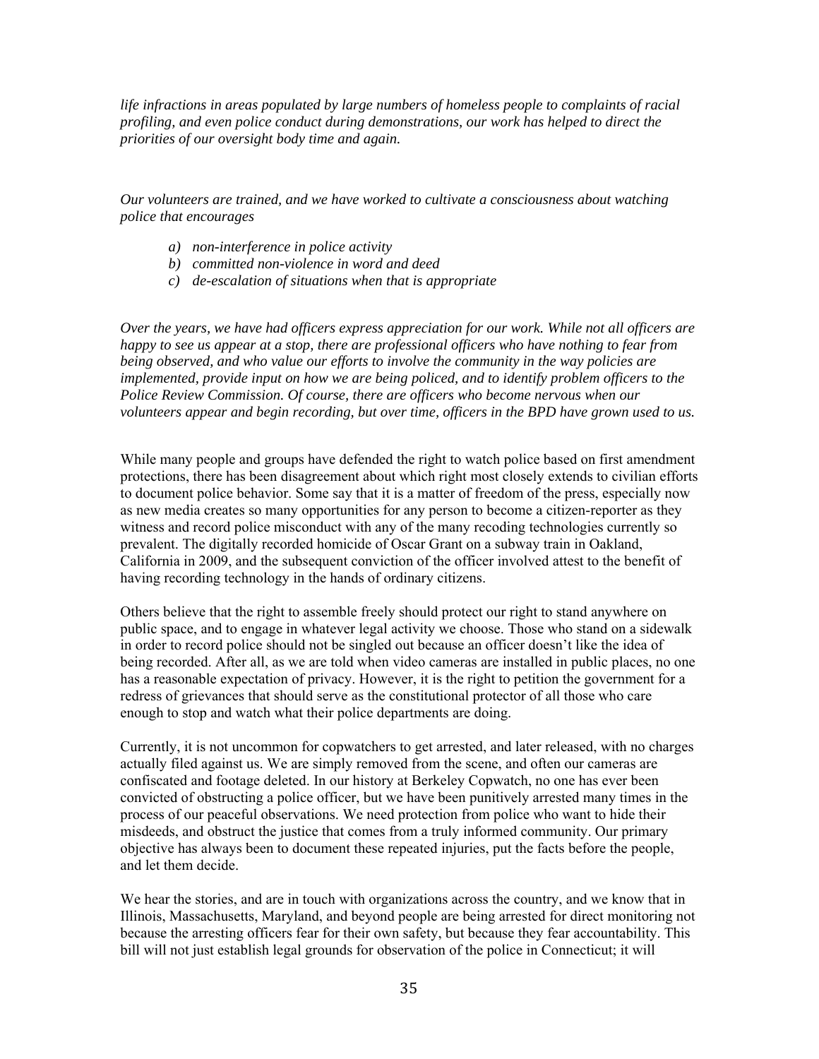*life infractions in areas populated by large numbers of homeless people to complaints of racial profiling, and even police conduct during demonstrations, our work has helped to direct the priorities of our oversight body time and again.*

*Our volunteers are trained, and we have worked to cultivate a consciousness about watching police that encourages*

- *a) non-interference in police activity*
- *b) committed non-violence in word and deed*
- *c) de-escalation of situations when that is appropriate*

*Over the years, we have had officers express appreciation for our work. While not all officers are happy to see us appear at a stop, there are professional officers who have nothing to fear from being observed, and who value our efforts to involve the community in the way policies are implemented, provide input on how we are being policed, and to identify problem officers to the Police Review Commission. Of course, there are officers who become nervous when our volunteers appear and begin recording, but over time, officers in the BPD have grown used to us.*

While many people and groups have defended the right to watch police based on first amendment protections, there has been disagreement about which right most closely extends to civilian efforts to document police behavior. Some say that it is a matter of freedom of the press, especially now as new media creates so many opportunities for any person to become a citizen-reporter as they witness and record police misconduct with any of the many recoding technologies currently so prevalent. The digitally recorded homicide of Oscar Grant on a subway train in Oakland, California in 2009, and the subsequent conviction of the officer involved attest to the benefit of having recording technology in the hands of ordinary citizens.

Others believe that the right to assemble freely should protect our right to stand anywhere on public space, and to engage in whatever legal activity we choose. Those who stand on a sidewalk in order to record police should not be singled out because an officer doesn't like the idea of being recorded. After all, as we are told when video cameras are installed in public places, no one has a reasonable expectation of privacy. However, it is the right to petition the government for a redress of grievances that should serve as the constitutional protector of all those who care enough to stop and watch what their police departments are doing.

Currently, it is not uncommon for copwatchers to get arrested, and later released, with no charges actually filed against us. We are simply removed from the scene, and often our cameras are confiscated and footage deleted. In our history at Berkeley Copwatch, no one has ever been convicted of obstructing a police officer, but we have been punitively arrested many times in the process of our peaceful observations. We need protection from police who want to hide their misdeeds, and obstruct the justice that comes from a truly informed community. Our primary objective has always been to document these repeated injuries, put the facts before the people, and let them decide.

We hear the stories, and are in touch with organizations across the country, and we know that in Illinois, Massachusetts, Maryland, and beyond people are being arrested for direct monitoring not because the arresting officers fear for their own safety, but because they fear accountability. This bill will not just establish legal grounds for observation of the police in Connecticut; it will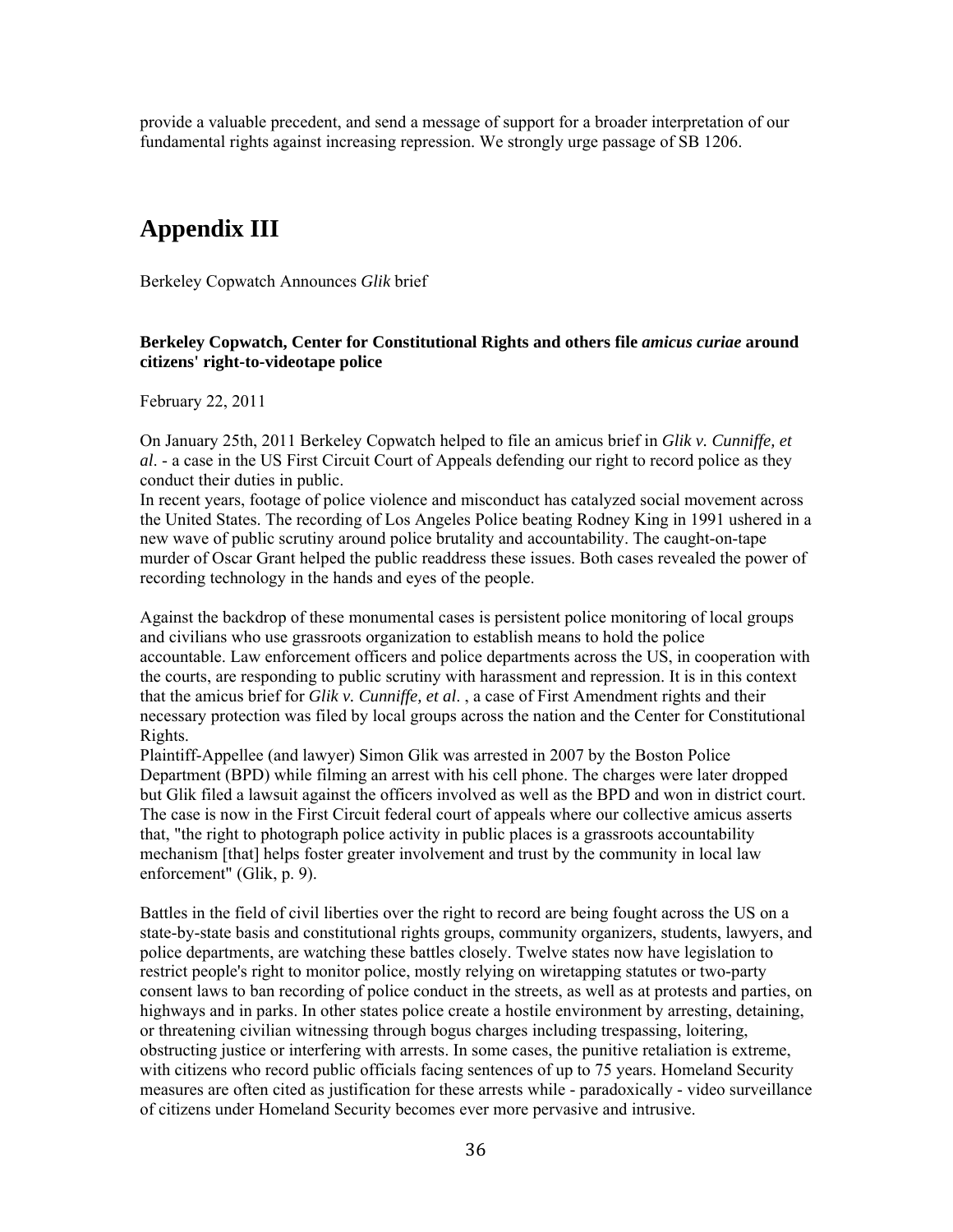provide a valuable precedent, and send a message of support for a broader interpretation of our fundamental rights against increasing repression. We strongly urge passage of SB 1206.

# Appendix III

Berkeley Copwatch Announces *Glik* brief

**Berkeley Copwatch, Center for Constitutional Rights and others file *amicus curiae* around citizens' right-to-videotape police**

February 22, 2011

On January 25th, 2011 Berkeley Copwatch helped to file an amicus brief in *Glik v. Cunniffe, et al*. - a case in the US First Circuit Court of Appeals defending our right to record police as they conduct their duties in public.

In recent years, footage of police violence and misconduct has catalyzed social movement across the United States. The recording of Los Angeles Police beating Rodney King in 1991 ushered in a new wave of public scrutiny around police brutality and accountability. The caught-on-tape murder of Oscar Grant helped the public readdress these issues. Both cases revealed the power of recording technology in the hands and eyes of the people.

Against the backdrop of these monumental cases is persistent police monitoring of local groups and civilians who use grassroots organization to establish means to hold the police accountable. Law enforcement officers and police departments across the US, in cooperation with the courts, are responding to public scrutiny with harassment and repression. It is in this context that the amicus brief for *Glik v. Cunniffe, et al*. , a case of First Amendment rights and their necessary protection was filed by local groups across the nation and the Center for Constitutional Rights.

Plaintiff-Appellee (and lawyer) Simon Glik was arrested in 2007 by the Boston Police Department (BPD) while filming an arrest with his cell phone. The charges were later dropped but Glik filed a lawsuit against the officers involved as well as the BPD and won in district court. The case is now in the First Circuit federal court of appeals where our collective amicus asserts that, "the right to photograph police activity in public places is a grassroots accountability mechanism [that] helps foster greater involvement and trust by the community in local law enforcement" (Glik, p. 9).

Battles in the field of civil liberties over the right to record are being fought across the US on a state-by-state basis and constitutional rights groups, community organizers, students, lawyers, and police departments, are watching these battles closely. Twelve states now have legislation to restrict people's right to monitor police, mostly relying on wiretapping statutes or two-party consent laws to ban recording of police conduct in the streets, as well as at protests and parties, on highways and in parks. In other states police create a hostile environment by arresting, detaining, or threatening civilian witnessing through bogus charges including trespassing, loitering, obstructing justice or interfering with arrests. In some cases, the punitive retaliation is extreme, with citizens who record public officials facing sentences of up to 75 years. Homeland Security measures are often cited as justification for these arrests while - paradoxically - video surveillance of citizens under Homeland Security becomes ever more pervasive and intrusive.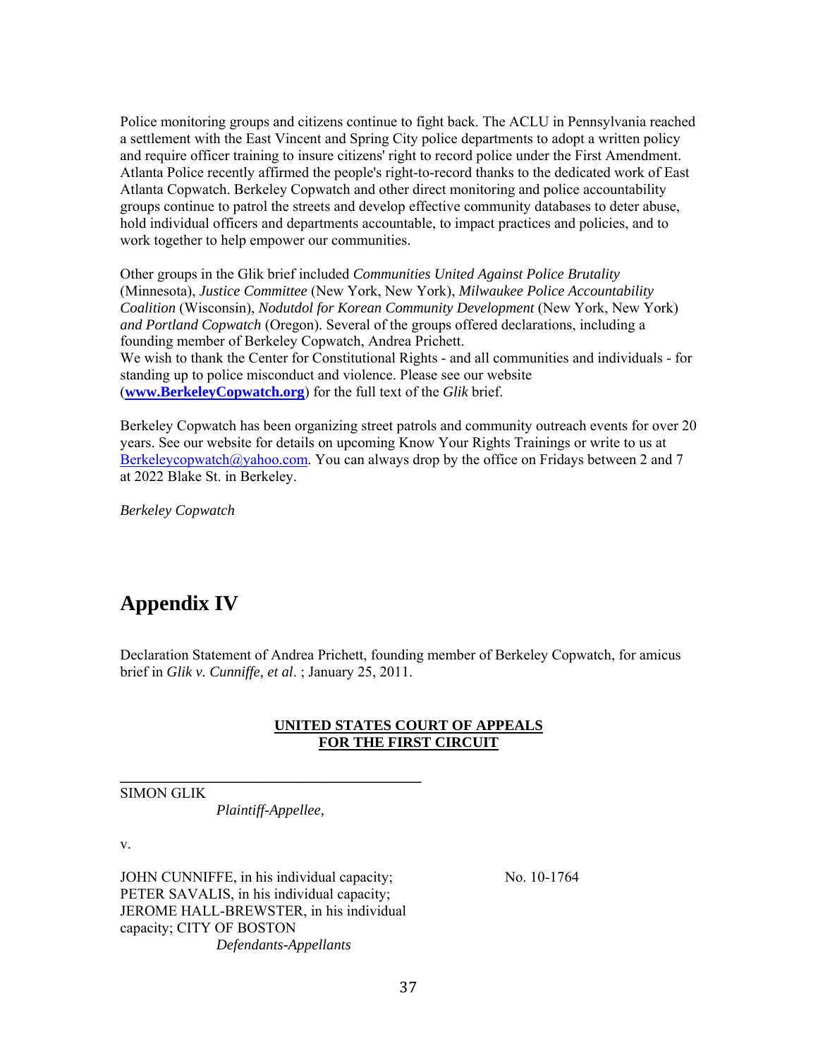Police monitoring groups and citizens continue to fight back. The ACLU in Pennsylvania reached a settlement with the East Vincent and Spring City police departments to adopt a written policy and require officer training to insure citizens' right to record police under the First Amendment. Atlanta Police recently affirmed the people's right-to-record thanks to the dedicated work of East Atlanta Copwatch. Berkeley Copwatch and other direct monitoring and police accountability groups continue to patrol the streets and develop effective community databases to deter abuse, hold individual officers and departments accountable, to impact practices and policies, and to work together to help empower our communities.

Other groups in the Glik brief included *Communities United Against Police Brutality* (Minnesota), *Justice Committee* (New York, New York), *Milwaukee Police Accountability Coalition* (Wisconsin), *Nodutdol for Korean Community Development* (New York, New York) *and Portland Copwatch* (Oregon). Several of the groups offered declarations, including a founding member of Berkeley Copwatch, Andrea Prichett.
We wish to thank the Center for Constitutional Rights - and all communities and individuals - for standing up to police misconduct and violence. Please see our website (**www.BerkeleyCopwatch.org**) for the full text of the *Glik* brief.

Berkeley Copwatch has been organizing street patrols and community outreach events for over 20 years. See our website for details on upcoming Know Your Rights Trainings or write to us at Berkeleycopwatch@yahoo.com. You can always drop by the office on Fridays between 2 and 7 at 2022 Blake St. in Berkeley.

*Berkeley Copwatch*

## Appendix IV

Declaration Statement of Andrea Prichett, founding member of Berkeley Copwatch, for amicus brief in *Glik v. Cunniffe, et al*. ; January 25, 2011.

**UNITED STATES COURT OF APPEALS**
**FOR THE FIRST CIRCUIT**

SIMON GLIK
*Plaintiff-Appellee,*

v.

JOHN CUNNIFFE, in his individual capacity; PETER SAVALIS, in his individual capacity; JEROME HALL-BREWSTER, in his individual capacity; CITY OF BOSTON
*Defendants-Appellants*

No. 10-1764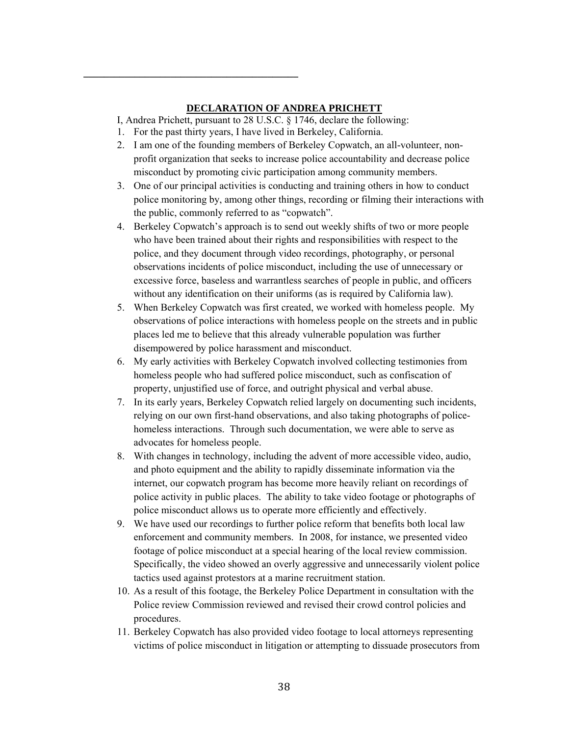**DECLARATION OF ANDREA PRICHETT**

I, Andrea Prichett, pursuant to 28 U.S.C. § 1746, declare the following:

1. For the past thirty years, I have lived in Berkeley, California.
2. I am one of the founding members of Berkeley Copwatch, an all-volunteer, non-profit organization that seeks to increase police accountability and decrease police misconduct by promoting civic participation among community members.
3. One of our principal activities is conducting and training others in how to conduct police monitoring by, among other things, recording or filming their interactions with the public, commonly referred to as "copwatch".
4. Berkeley Copwatch's approach is to send out weekly shifts of two or more people who have been trained about their rights and responsibilities with respect to the police, and they document through video recordings, photography, or personal observations incidents of police misconduct, including the use of unnecessary or excessive force, baseless and warrantless searches of people in public, and officers without any identification on their uniforms (as is required by California law).
5. When Berkeley Copwatch was first created, we worked with homeless people. My observations of police interactions with homeless people on the streets and in public places led me to believe that this already vulnerable population was further disempowered by police harassment and misconduct.
6. My early activities with Berkeley Copwatch involved collecting testimonies from homeless people who had suffered police misconduct, such as confiscation of property, unjustified use of force, and outright physical and verbal abuse.
7. In its early years, Berkeley Copwatch relied largely on documenting such incidents, relying on our own first-hand observations, and also taking photographs of police-homeless interactions. Through such documentation, we were able to serve as advocates for homeless people.
8. With changes in technology, including the advent of more accessible video, audio, and photo equipment and the ability to rapidly disseminate information via the internet, our copwatch program has become more heavily reliant on recordings of police activity in public places. The ability to take video footage or photographs of police misconduct allows us to operate more efficiently and effectively.
9. We have used our recordings to further police reform that benefits both local law enforcement and community members. In 2008, for instance, we presented video footage of police misconduct at a special hearing of the local review commission. Specifically, the video showed an overly aggressive and unnecessarily violent police tactics used against protestors at a marine recruitment station.
10. As a result of this footage, the Berkeley Police Department in consultation with the Police review Commission reviewed and revised their crowd control policies and procedures.
11. Berkeley Copwatch has also provided video footage to local attorneys representing victims of police misconduct in litigation or attempting to dissuade prosecutors from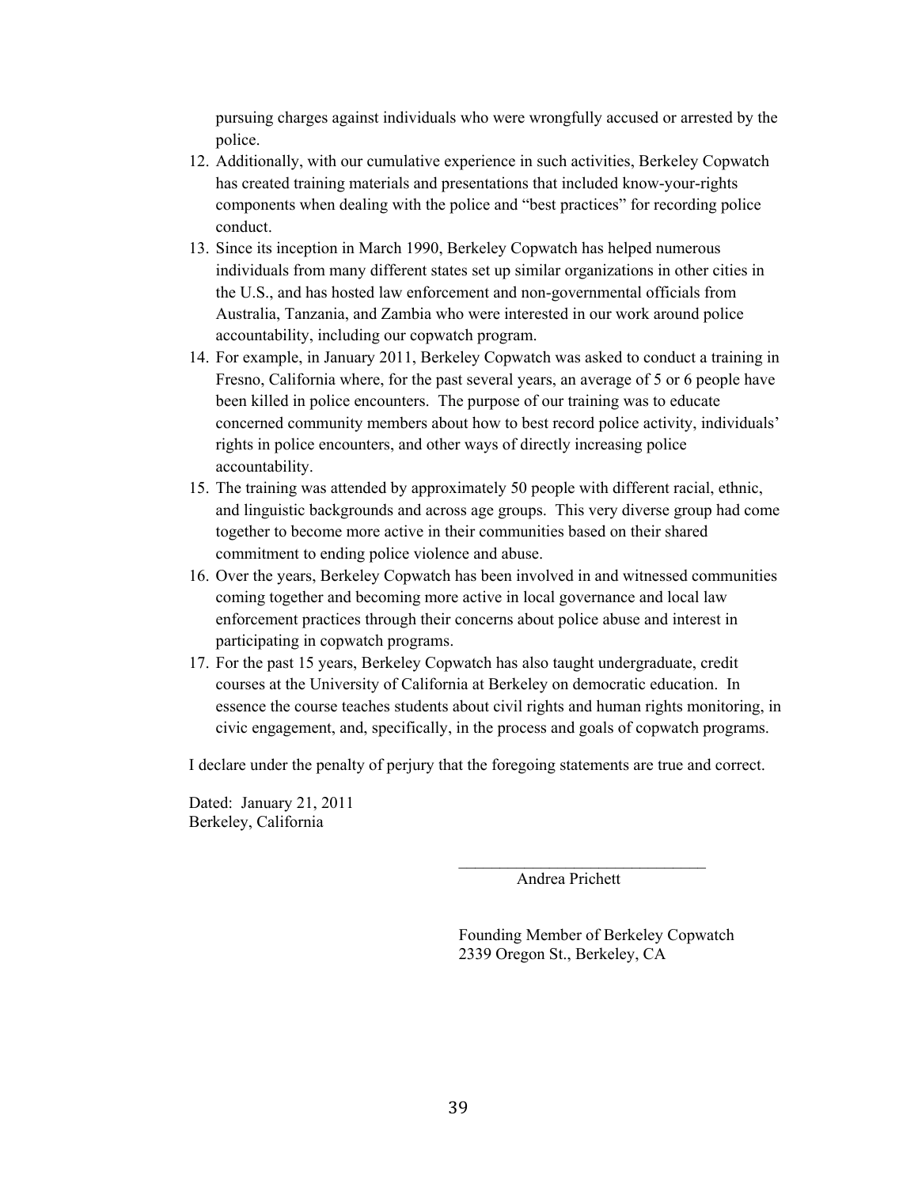pursuing charges against individuals who were wrongfully accused or arrested by the police.

12. Additionally, with our cumulative experience in such activities, Berkeley Copwatch has created training materials and presentations that included know-your-rights components when dealing with the police and "best practices" for recording police conduct.
13. Since its inception in March 1990, Berkeley Copwatch has helped numerous individuals from many different states set up similar organizations in other cities in the U.S., and has hosted law enforcement and non-governmental officials from Australia, Tanzania, and Zambia who were interested in our work around police accountability, including our copwatch program.
14. For example, in January 2011, Berkeley Copwatch was asked to conduct a training in Fresno, California where, for the past several years, an average of 5 or 6 people have been killed in police encounters. The purpose of our training was to educate concerned community members about how to best record police activity, individuals' rights in police encounters, and other ways of directly increasing police accountability.
15. The training was attended by approximately 50 people with different racial, ethnic, and linguistic backgrounds and across age groups. This very diverse group had come together to become more active in their communities based on their shared commitment to ending police violence and abuse.
16. Over the years, Berkeley Copwatch has been involved in and witnessed communities coming together and becoming more active in local governance and local law enforcement practices through their concerns about police abuse and interest in participating in copwatch programs.
17. For the past 15 years, Berkeley Copwatch has also taught undergraduate, credit courses at the University of California at Berkeley on democratic education. In essence the course teaches students about civil rights and human rights monitoring, in civic engagement, and, specifically, in the process and goals of copwatch programs.

I declare under the penalty of perjury that the foregoing statements are true and correct.

Dated: January 21, 2011
Berkeley, California

\_\_\_\_\_\_\_\_\_\_\_\_\_\_\_\_\_\_\_\_\_\_\_\_\_\_\_\_\_\_

Andrea Prichett

Founding Member of Berkeley Copwatch
2339 Oregon St., Berkeley, CA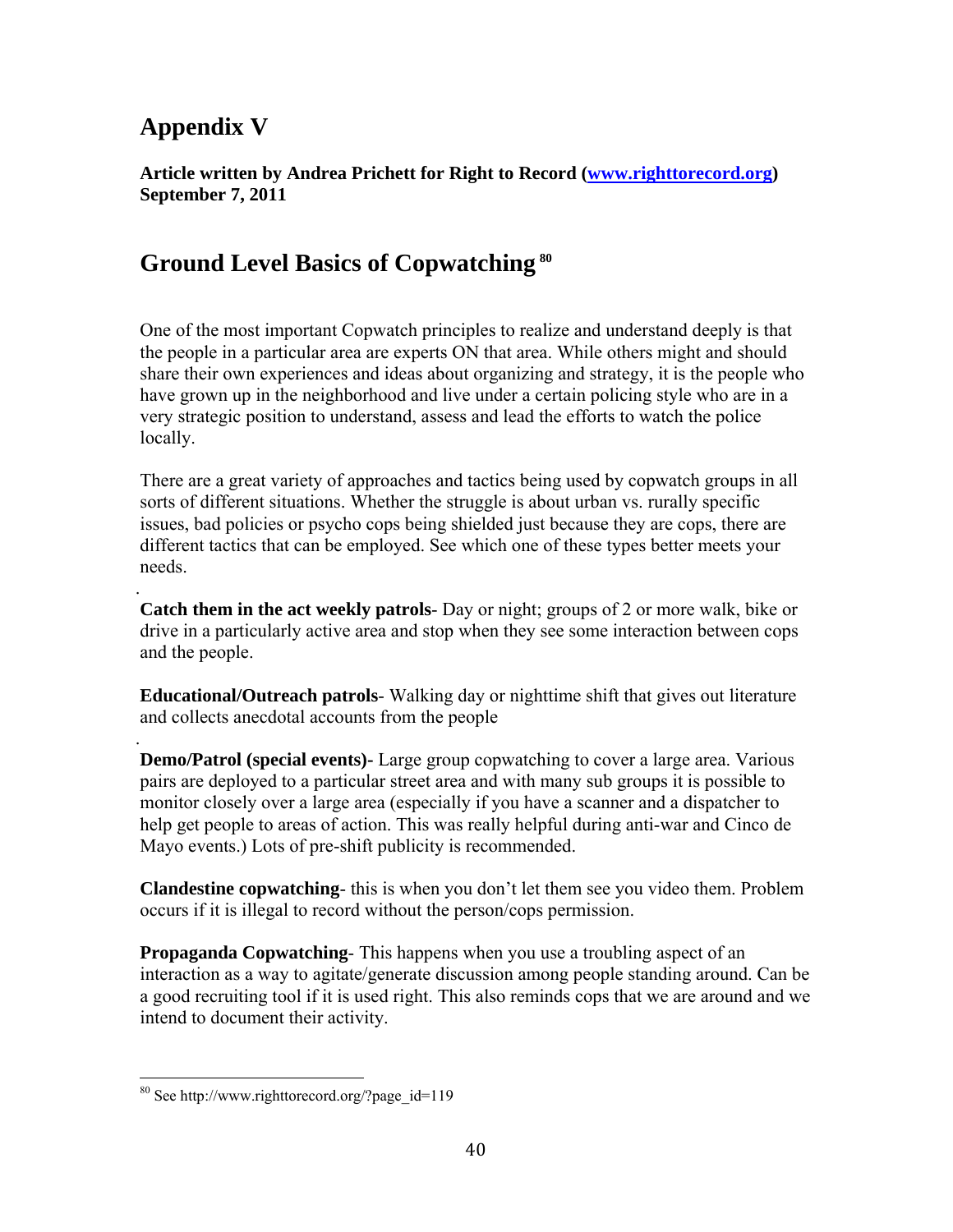# Appendix V

**Article written by Andrea Prichett for Right to Record (www.righttorecord.org) September 7, 2011**

## Ground Level Basics of Copwatching [80]

One of the most important Copwatch principles to realize and understand deeply is that the people in a particular area are experts ON that area. While others might and should share their own experiences and ideas about organizing and strategy, it is the people who have grown up in the neighborhood and live under a certain policing style who are in a very strategic position to understand, assess and lead the efforts to watch the police locally.

There are a great variety of approaches and tactics being used by copwatch groups in all sorts of different situations. Whether the struggle is about urban vs. rurally specific issues, bad policies or psycho cops being shielded just because they are cops, there are different tactics that can be employed. See which one of these types better meets your needs.

**Catch them in the act weekly patrols**- Day or night; groups of 2 or more walk, bike or drive in a particularly active area and stop when they see some interaction between cops and the people.

**Educational/Outreach patrols**- Walking day or nighttime shift that gives out literature and collects anecdotal accounts from the people

**Demo/Patrol (special events)-** Large group copwatching to cover a large area. Various pairs are deployed to a particular street area and with many sub groups it is possible to monitor closely over a large area (especially if you have a scanner and a dispatcher to help get people to areas of action. This was really helpful during anti-war and Cinco de Mayo events.) Lots of pre-shift publicity is recommended.

**Clandestine copwatching**- this is when you don't let them see you video them. Problem occurs if it is illegal to record without the person/cops permission.

**Propaganda Copwatching**- This happens when you use a troubling aspect of an interaction as a way to agitate/generate discussion among people standing around. Can be a good recruiting tool if it is used right. This also reminds cops that we are around and we intend to document their activity.

---

[80] See http://www.righttorecord.org/?page_id=119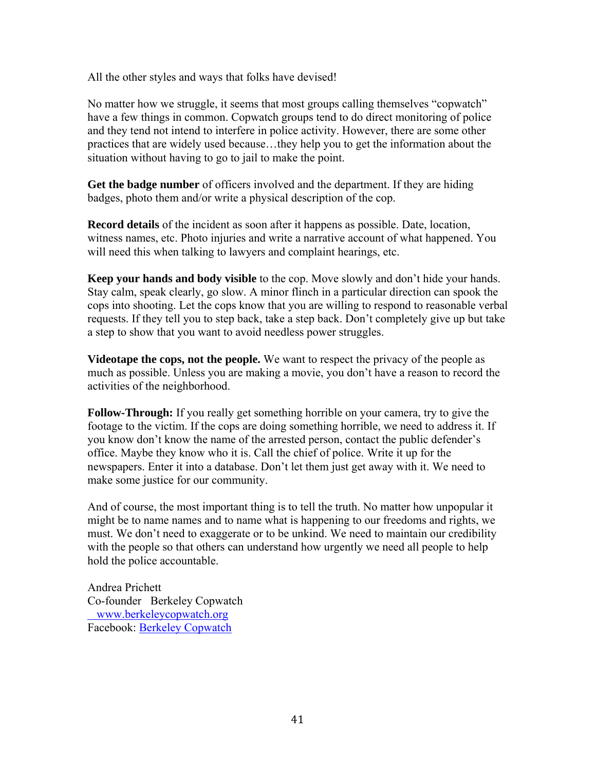All the other styles and ways that folks have devised!

No matter how we struggle, it seems that most groups calling themselves "copwatch" have a few things in common. Copwatch groups tend to do direct monitoring of police and they tend not intend to interfere in police activity. However, there are some other practices that are widely used because…they help you to get the information about the situation without having to go to jail to make the point.

**Get the badge number** of officers involved and the department. If they are hiding badges, photo them and/or write a physical description of the cop.

**Record details** of the incident as soon after it happens as possible. Date, location, witness names, etc. Photo injuries and write a narrative account of what happened. You will need this when talking to lawyers and complaint hearings, etc.

**Keep your hands and body visible** to the cop. Move slowly and don't hide your hands. Stay calm, speak clearly, go slow. A minor flinch in a particular direction can spook the cops into shooting. Let the cops know that you are willing to respond to reasonable verbal requests. If they tell you to step back, take a step back. Don't completely give up but take a step to show that you want to avoid needless power struggles.

**Videotape the cops, not the people.** We want to respect the privacy of the people as much as possible. Unless you are making a movie, you don't have a reason to record the activities of the neighborhood.

**Follow-Through:** If you really get something horrible on your camera, try to give the footage to the victim. If the cops are doing something horrible, we need to address it. If you know don't know the name of the arrested person, contact the public defender's office. Maybe they know who it is. Call the chief of police. Write it up for the newspapers. Enter it into a database. Don't let them just get away with it. We need to make some justice for our community.

And of course, the most important thing is to tell the truth. No matter how unpopular it might be to name names and to name what is happening to our freedoms and rights, we must. We don't need to exaggerate or to be unkind. We need to maintain our credibility with the people so that others can understand how urgently we need all people to help hold the police accountable.

Andrea Prichett  
Co-founder Berkeley Copwatch  
www.berkeleycopwatch.org  
Facebook: Berkeley Copwatch